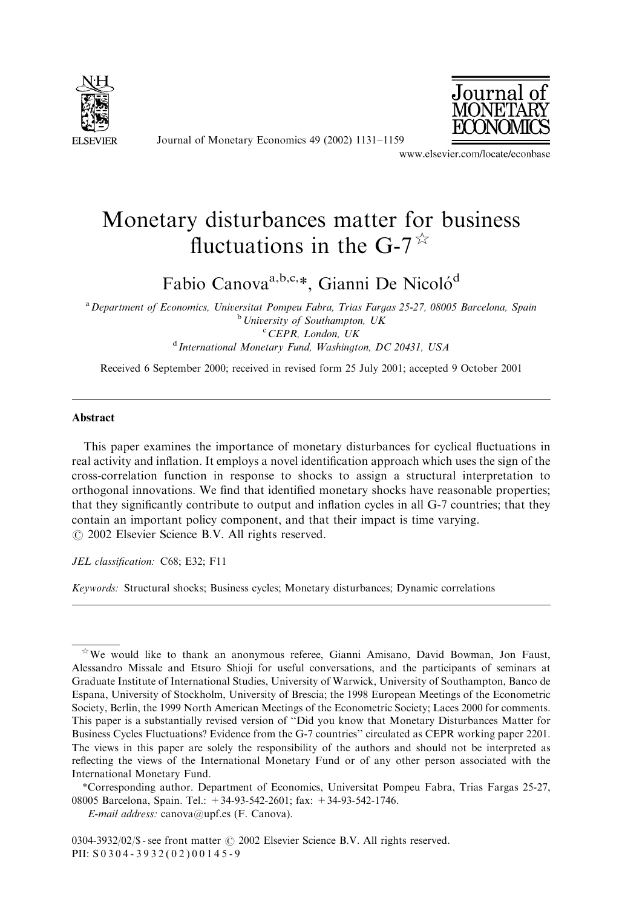# Monetary disturbances matter for business fluctuations in the G-7 ☆

Fabio Canova[a,b,c,*], Gianni De Nicoló[d]

[a] Department of Economics, Universitat Pompeu Fabra, Trias Fargas 25-27, 08005 Barcelona, Spain
[b] University of Southampton, UK
[c] CEPR, London, UK
[d] International Monetary Fund, Washington, DC 20431, USA

Received 6 September 2000; received in revised form 25 July 2001; accepted 9 October 2001

## Abstract

This paper examines the importance of monetary disturbances for cyclical fluctuations in real activity and inflation. It employs a novel identification approach which uses the sign of the cross-correlation function in response to shocks to assign a structural interpretation to orthogonal innovations. We find that identified monetary shocks have reasonable properties; that they significantly contribute to output and inflation cycles in all G-7 countries; that they contain an important policy component, and that their impact is time varying.
© 2002 Elsevier Science B.V. All rights reserved.

*JEL classification:* C68; E32; F11

*Keywords:* Structural shocks; Business cycles; Monetary disturbances; Dynamic correlations

---

☆ We would like to thank an anonymous referee, Gianni Amisano, David Bowman, Jon Faust, Alessandro Missale and Etsuro Shioji for useful conversations, and the participants of seminars at Graduate Institute of International Studies, University of Warwick, University of Southampton, Banco de Espana, University of Stockholm, University of Brescia; the 1998 European Meetings of the Econometric Society, Berlin, the 1999 North American Meetings of the Econometric Society; Laces 2000 for comments. This paper is a substantially revised version of "Did you know that Monetary Disturbances Matter for Business Cycles Fluctuations? Evidence from the G-7 countries" circulated as CEPR working paper 2201. The views in this paper are solely the responsibility of the authors and should not be interpreted as reflecting the views of the International Monetary Fund or of any other person associated with the International Monetary Fund.

*Corresponding author. Department of Economics, Universitat Pompeu Fabra, Trias Fargas 25-27, 08005 Barcelona, Spain. Tel.: +34-93-542-2601; fax: +34-93-542-1746.

*E-mail address:* canova@upf.es (F. Canova).

0304-3932/02/$ - see front matter © 2002 Elsevier Science B.V. All rights reserved.
PII: S0304-3932(02)00145-9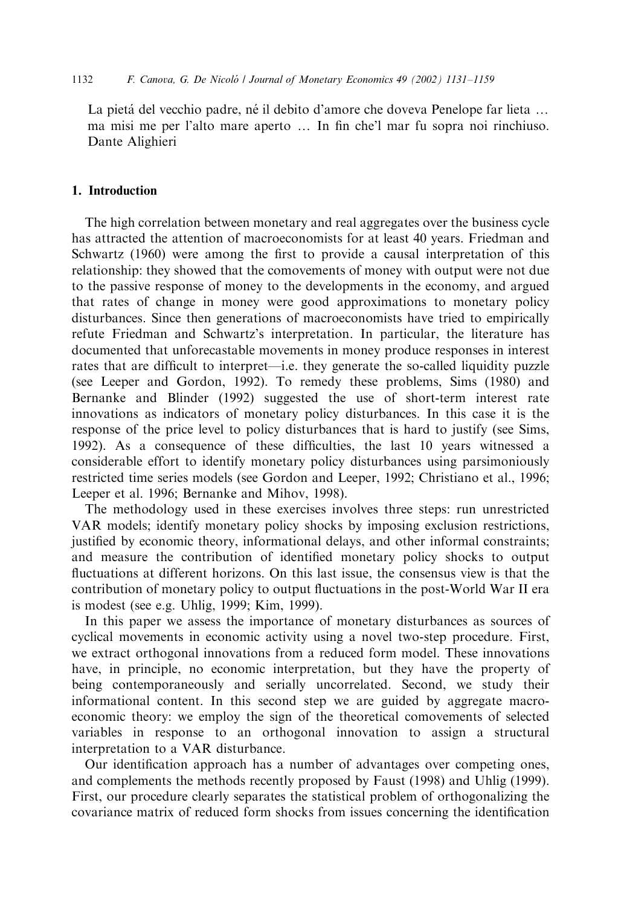La pietá del vecchio padre, né il debito d'amore che doveva Penelope far lieta … ma misi me per l'alto mare aperto … In fin che'l mar fu sopra noi rinchiuso. Dante Alighieri

## 1. Introduction

The high correlation between monetary and real aggregates over the business cycle has attracted the attention of macroeconomists for at least 40 years. Friedman and Schwartz (1960) were among the first to provide a causal interpretation of this relationship: they showed that the comovements of money with output were not due to the passive response of money to the developments in the economy, and argued that rates of change in money were good approximations to monetary policy disturbances. Since then generations of macroeconomists have tried to empirically refute Friedman and Schwartz's interpretation. In particular, the literature has documented that unforecastable movements in money produce responses in interest rates that are difficult to interpret—i.e. they generate the so-called liquidity puzzle (see Leeper and Gordon, 1992). To remedy these problems, Sims (1980) and Bernanke and Blinder (1992) suggested the use of short-term interest rate innovations as indicators of monetary policy disturbances. In this case it is the response of the price level to policy disturbances that is hard to justify (see Sims, 1992). As a consequence of these difficulties, the last 10 years witnessed a considerable effort to identify monetary policy disturbances using parsimoniously restricted time series models (see Gordon and Leeper, 1992; Christiano et al., 1996; Leeper et al. 1996; Bernanke and Mihov, 1998).

The methodology used in these exercises involves three steps: run unrestricted VAR models; identify monetary policy shocks by imposing exclusion restrictions, justified by economic theory, informational delays, and other informal constraints; and measure the contribution of identified monetary policy shocks to output fluctuations at different horizons. On this last issue, the consensus view is that the contribution of monetary policy to output fluctuations in the post-World War II era is modest (see e.g. Uhlig, 1999; Kim, 1999).

In this paper we assess the importance of monetary disturbances as sources of cyclical movements in economic activity using a novel two-step procedure. First, we extract orthogonal innovations from a reduced form model. These innovations have, in principle, no economic interpretation, but they have the property of being contemporaneously and serially uncorrelated. Second, we study their informational content. In this second step we are guided by aggregate macroeconomic theory: we employ the sign of the theoretical comovements of selected variables in response to an orthogonal innovation to assign a structural interpretation to a VAR disturbance.

Our identification approach has a number of advantages over competing ones, and complements the methods recently proposed by Faust (1998) and Uhlig (1999). First, our procedure clearly separates the statistical problem of orthogonalizing the covariance matrix of reduced form shocks from issues concerning the identification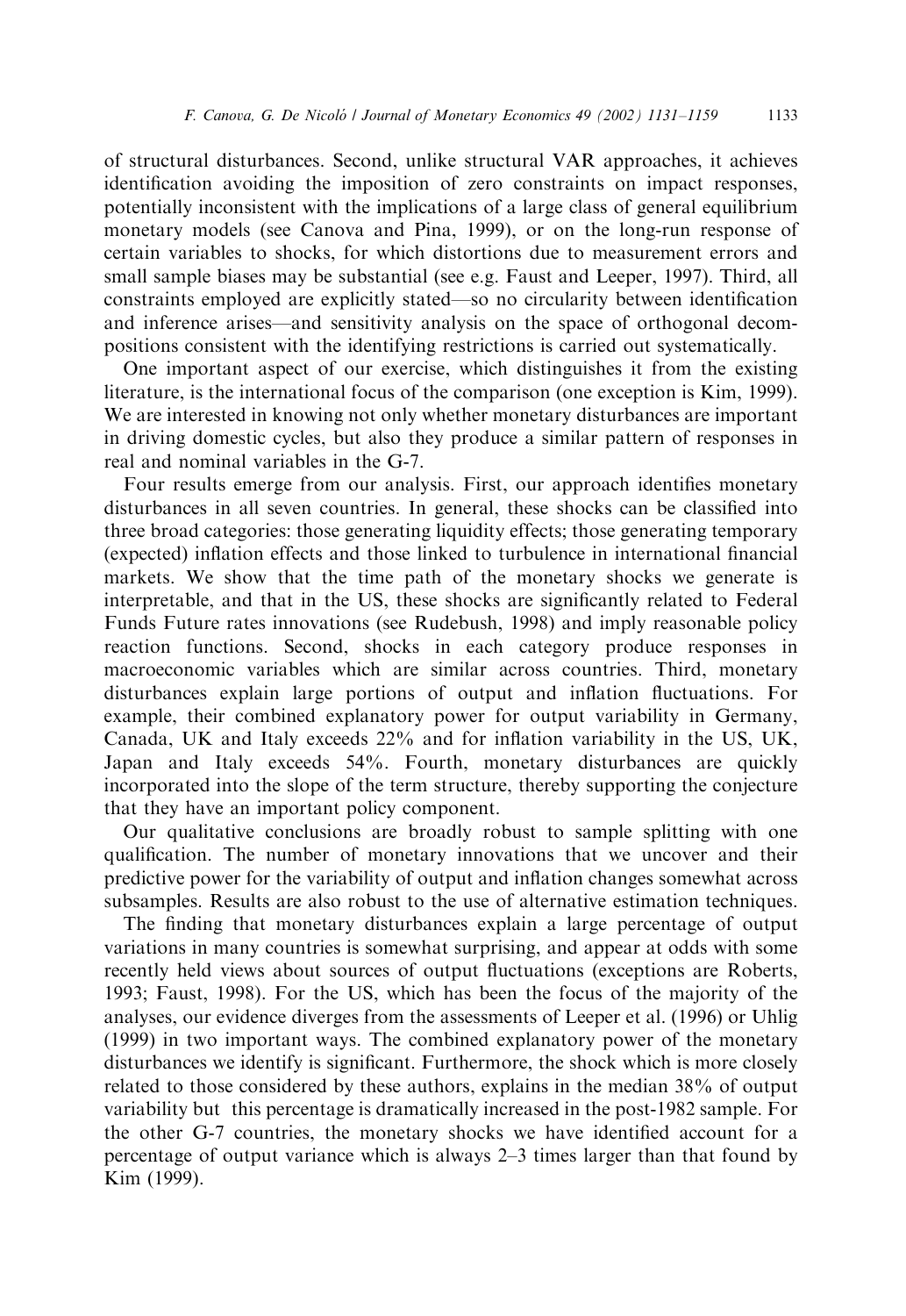of structural disturbances. Second, unlike structural VAR approaches, it achieves identification avoiding the imposition of zero constraints on impact responses, potentially inconsistent with the implications of a large class of general equilibrium monetary models (see Canova and Pina, 1999), or on the long-run response of certain variables to shocks, for which distortions due to measurement errors and small sample biases may be substantial (see e.g. Faust and Leeper, 1997). Third, all constraints employed are explicitly stated—so no circularity between identification and inference arises—and sensitivity analysis on the space of orthogonal decompositions consistent with the identifying restrictions is carried out systematically.

One important aspect of our exercise, which distinguishes it from the existing literature, is the international focus of the comparison (one exception is Kim, 1999). We are interested in knowing not only whether monetary disturbances are important in driving domestic cycles, but also they produce a similar pattern of responses in real and nominal variables in the G-7.

Four results emerge from our analysis. First, our approach identifies monetary disturbances in all seven countries. In general, these shocks can be classified into three broad categories: those generating liquidity effects; those generating temporary (expected) inflation effects and those linked to turbulence in international financial markets. We show that the time path of the monetary shocks we generate is interpretable, and that in the US, these shocks are significantly related to Federal Funds Future rates innovations (see Rudebush, 1998) and imply reasonable policy reaction functions. Second, shocks in each category produce responses in macroeconomic variables which are similar across countries. Third, monetary disturbances explain large portions of output and inflation fluctuations. For example, their combined explanatory power for output variability in Germany, Canada, UK and Italy exceeds 22% and for inflation variability in the US, UK, Japan and Italy exceeds 54%. Fourth, monetary disturbances are quickly incorporated into the slope of the term structure, thereby supporting the conjecture that they have an important policy component.

Our qualitative conclusions are broadly robust to sample splitting with one qualification. The number of monetary innovations that we uncover and their predictive power for the variability of output and inflation changes somewhat across subsamples. Results are also robust to the use of alternative estimation techniques.

The finding that monetary disturbances explain a large percentage of output variations in many countries is somewhat surprising, and appear at odds with some recently held views about sources of output fluctuations (exceptions are Roberts, 1993; Faust, 1998). For the US, which has been the focus of the majority of the analyses, our evidence diverges from the assessments of Leeper et al. (1996) or Uhlig (1999) in two important ways. The combined explanatory power of the monetary disturbances we identify is significant. Furthermore, the shock which is more closely related to those considered by these authors, explains in the median 38% of output variability but this percentage is dramatically increased in the post-1982 sample. For the other G-7 countries, the monetary shocks we have identified account for a percentage of output variance which is always 2–3 times larger than that found by Kim (1999).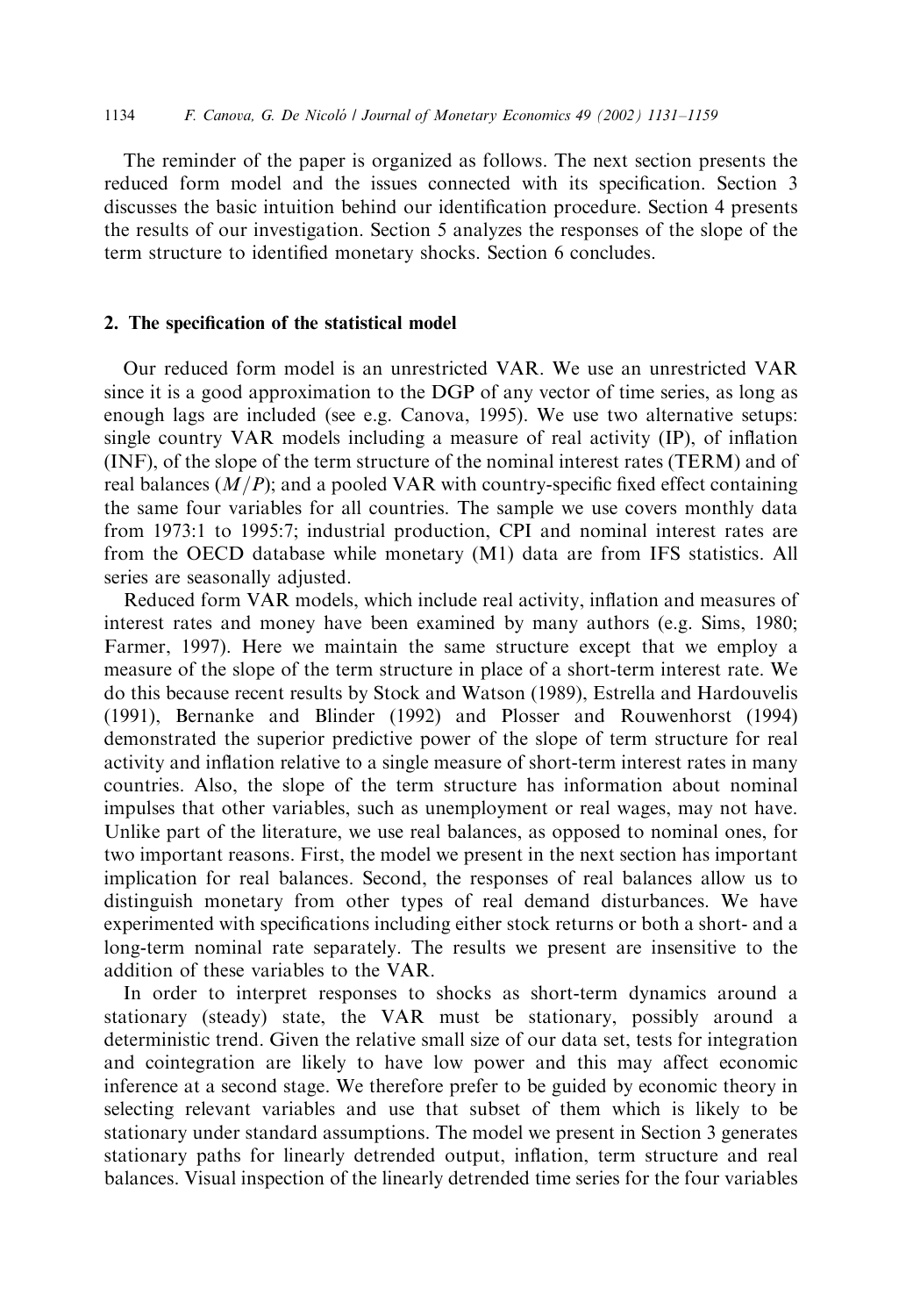The reminder of the paper is organized as follows. The next section presents the reduced form model and the issues connected with its specification. Section 3 discusses the basic intuition behind our identification procedure. Section 4 presents the results of our investigation. Section 5 analyzes the responses of the slope of the term structure to identified monetary shocks. Section 6 concludes.

## 2. The specification of the statistical model

Our reduced form model is an unrestricted VAR. We use an unrestricted VAR since it is a good approximation to the DGP of any vector of time series, as long as enough lags are included (see e.g. Canova, 1995). We use two alternative setups: single country VAR models including a measure of real activity (IP), of inflation (INF), of the slope of the term structure of the nominal interest rates (TERM) and of real balances ($M/P$); and a pooled VAR with country-specific fixed effect containing the same four variables for all countries. The sample we use covers monthly data from 1973:1 to 1995:7; industrial production, CPI and nominal interest rates are from the OECD database while monetary (M1) data are from IFS statistics. All series are seasonally adjusted.

Reduced form VAR models, which include real activity, inflation and measures of interest rates and money have been examined by many authors (e.g. Sims, 1980; Farmer, 1997). Here we maintain the same structure except that we employ a measure of the slope of the term structure in place of a short-term interest rate. We do this because recent results by Stock and Watson (1989), Estrella and Hardouvelis (1991), Bernanke and Blinder (1992) and Plosser and Rouwenhorst (1994) demonstrated the superior predictive power of the slope of term structure for real activity and inflation relative to a single measure of short-term interest rates in many countries. Also, the slope of the term structure has information about nominal impulses that other variables, such as unemployment or real wages, may not have. Unlike part of the literature, we use real balances, as opposed to nominal ones, for two important reasons. First, the model we present in the next section has important implication for real balances. Second, the responses of real balances allow us to distinguish monetary from other types of real demand disturbances. We have experimented with specifications including either stock returns or both a short- and a long-term nominal rate separately. The results we present are insensitive to the addition of these variables to the VAR.

In order to interpret responses to shocks as short-term dynamics around a stationary (steady) state, the VAR must be stationary, possibly around a deterministic trend. Given the relative small size of our data set, tests for integration and cointegration are likely to have low power and this may affect economic inference at a second stage. We therefore prefer to be guided by economic theory in selecting relevant variables and use that subset of them which is likely to be stationary under standard assumptions. The model we present in Section 3 generates stationary paths for linearly detrended output, inflation, term structure and real balances. Visual inspection of the linearly detrended time series for the four variables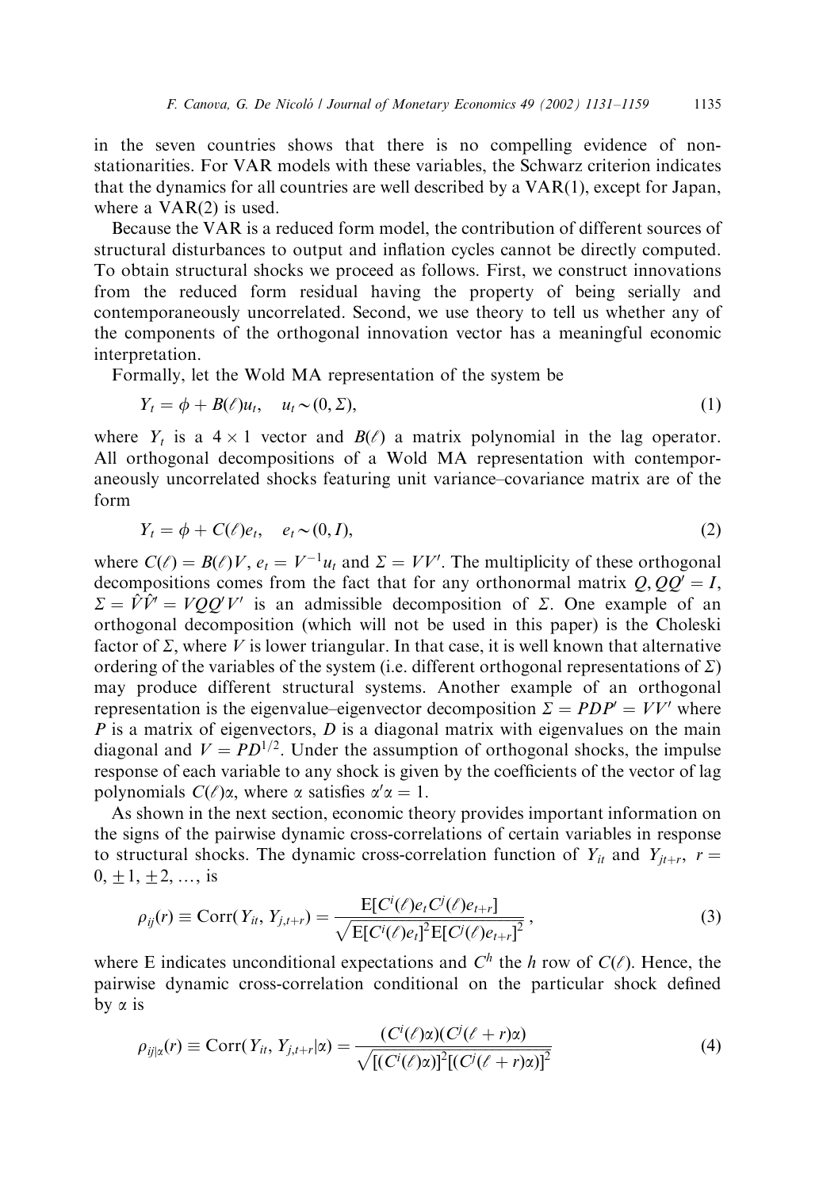in the seven countries shows that there is no compelling evidence of non-stationarities. For VAR models with these variables, the Schwarz criterion indicates that the dynamics for all countries are well described by a VAR(1), except for Japan, where a VAR(2) is used.

Because the VAR is a reduced form model, the contribution of different sources of structural disturbances to output and inflation cycles cannot be directly computed. To obtain structural shocks we proceed as follows. First, we construct innovations from the reduced form residual having the property of being serially and contemporaneously uncorrelated. Second, we use theory to tell us whether any of the components of the orthogonal innovation vector has a meaningful economic interpretation.

Formally, let the Wold MA representation of the system be

$$Y_t = \phi + B(\ell)u_t, \quad u_t \sim (0, \Sigma), \tag{1}$$

where $Y_t$ is a $4 \times 1$ vector and $B(\ell)$ a matrix polynomial in the lag operator. All orthogonal decompositions of a Wold MA representation with contemporaneously uncorrelated shocks featuring unit variance–covariance matrix are of the form

$$Y_t = \phi + C(\ell)e_t, \quad e_t \sim (0, I), \tag{2}$$

where $C(\ell) = B(\ell)V$, $e_t = V^{-1}u_t$ and $\Sigma = VV'$. The multiplicity of these orthogonal decompositions comes from the fact that for any orthonormal matrix $Q, QQ' = I$, $\Sigma = \hat{V}\hat{V}' = VQQ'V'$ is an admissible decomposition of $\Sigma$. One example of an orthogonal decomposition (which will not be used in this paper) is the Choleski factor of $\Sigma$, where $V$ is lower triangular. In that case, it is well known that alternative ordering of the variables of the system (i.e. different orthogonal representations of $\Sigma$) may produce different structural systems. Another example of an orthogonal representation is the eigenvalue–eigenvector decomposition $\Sigma = PDP' = VV'$ where $P$ is a matrix of eigenvectors, $D$ is a diagonal matrix with eigenvalues on the main diagonal and $V = PD^{1/2}$. Under the assumption of orthogonal shocks, the impulse response of each variable to any shock is given by the coefficients of the vector of lag polynomials $C(\ell)\alpha$, where $\alpha$ satisfies $\alpha'\alpha = 1$.

As shown in the next section, economic theory provides important information on the signs of the pairwise dynamic cross-correlations of certain variables in response to structural shocks. The dynamic cross-correlation function of $Y_{it}$ and $Y_{jt+r}$, $r = 0, \pm 1, \pm 2, \ldots$, is

$$\rho_{ij}(r) \equiv \mathrm{Corr}(Y_{it}, Y_{j,t+r}) = \frac{\mathrm{E}[C^i(\ell)e_t C^j(\ell)e_{t+r}]}{\sqrt{\mathrm{E}[C^i(\ell)e_t]^2 \mathrm{E}[C^j(\ell)e_{t+r}]^2}}, \tag{3}$$

where E indicates unconditional expectations and $C^h$ the $h$ row of $C(\ell)$. Hence, the pairwise dynamic cross-correlation conditional on the particular shock defined by $\alpha$ is

$$\rho_{ij|\alpha}(r) \equiv \mathrm{Corr}(Y_{it}, Y_{j,t+r}|\alpha) = \frac{(C^i(\ell)\alpha)(C^j(\ell+r)\alpha)}{\sqrt{[(C^i(\ell)\alpha)]^2[(C^j(\ell+r)\alpha)]^2}} \tag{4}$$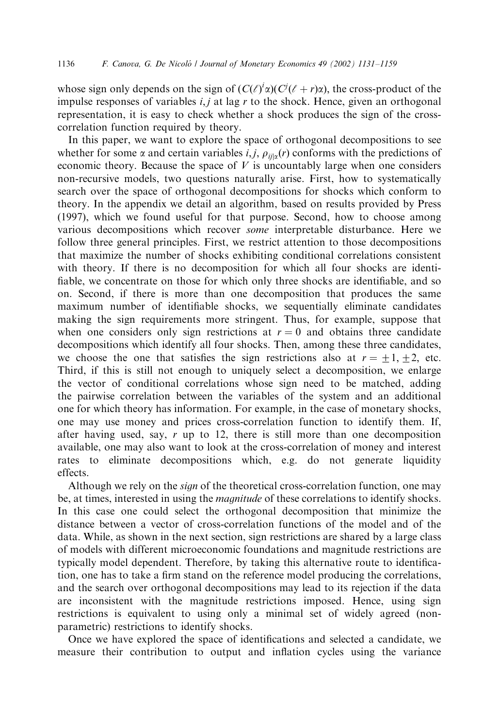whose sign only depends on the sign of $(C(\ell)^i\alpha)(C^j(\ell+r)\alpha)$, the cross-product of the impulse responses of variables $i, j$ at lag $r$ to the shock. Hence, given an orthogonal representation, it is easy to check whether a shock produces the sign of the cross-correlation function required by theory.

In this paper, we want to explore the space of orthogonal decompositions to see whether for some $\alpha$ and certain variables $i, j$, $\rho_{ij|\alpha}(r)$ conforms with the predictions of economic theory. Because the space of $V$ is uncountably large when one considers non-recursive models, two questions naturally arise. First, how to systematically search over the space of orthogonal decompositions for shocks which conform to theory. In the appendix we detail an algorithm, based on results provided by Press (1997), which we found useful for that purpose. Second, how to choose among various decompositions which recover *some* interpretable disturbance. Here we follow three general principles. First, we restrict attention to those decompositions that maximize the number of shocks exhibiting conditional correlations consistent with theory. If there is no decomposition for which all four shocks are identifiable, we concentrate on those for which only three shocks are identifiable, and so on. Second, if there is more than one decomposition that produces the same maximum number of identifiable shocks, we sequentially eliminate candidates making the sign requirements more stringent. Thus, for example, suppose that when one considers only sign restrictions at $r = 0$ and obtains three candidate decompositions which identify all four shocks. Then, among these three candidates, we choose the one that satisfies the sign restrictions also at $r = \pm 1, \pm 2$, etc. Third, if this is still not enough to uniquely select a decomposition, we enlarge the vector of conditional correlations whose sign need to be matched, adding the pairwise correlation between the variables of the system and an additional one for which theory has information. For example, in the case of monetary shocks, one may use money and prices cross-correlation function to identify them. If, after having used, say, $r$ up to 12, there is still more than one decomposition available, one may also want to look at the cross-correlation of money and interest rates to eliminate decompositions which, e.g. do not generate liquidity effects.

Although we rely on the *sign* of the theoretical cross-correlation function, one may be, at times, interested in using the *magnitude* of these correlations to identify shocks. In this case one could select the orthogonal decomposition that minimize the distance between a vector of cross-correlation functions of the model and of the data. While, as shown in the next section, sign restrictions are shared by a large class of models with different microeconomic foundations and magnitude restrictions are typically model dependent. Therefore, by taking this alternative route to identification, one has to take a firm stand on the reference model producing the correlations, and the search over orthogonal decompositions may lead to its rejection if the data are inconsistent with the magnitude restrictions imposed. Hence, using sign restrictions is equivalent to using only a minimal set of widely agreed (non-parametric) restrictions to identify shocks.

Once we have explored the space of identifications and selected a candidate, we measure their contribution to output and inflation cycles using the variance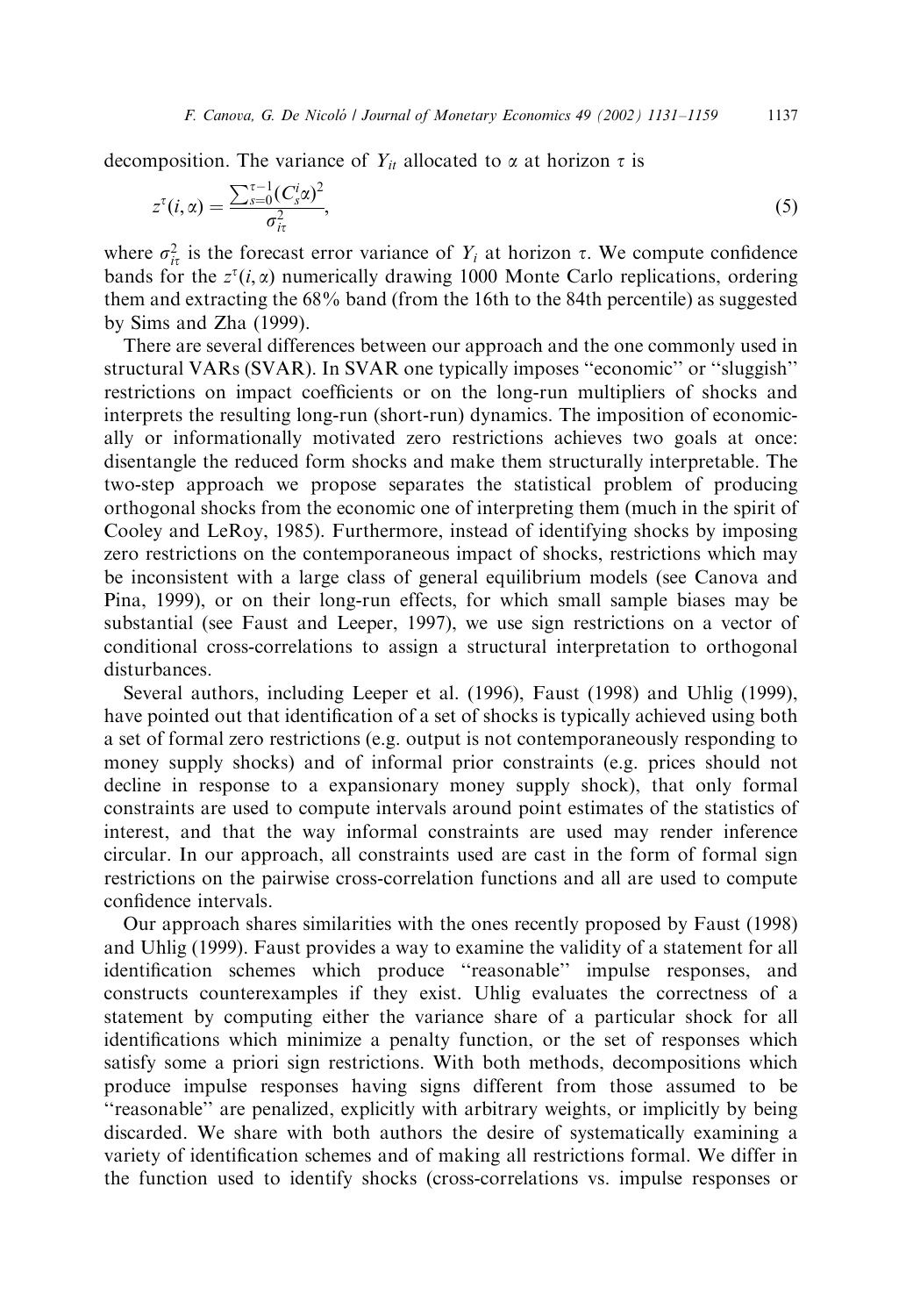decomposition. The variance of $Y_{it}$ allocated to $\alpha$ at horizon $\tau$ is

$$z^{\tau}(i,\alpha) = \frac{\sum_{s=0}^{\tau-1}(C_s^i\alpha)^2}{\sigma_{i\tau}^2}, \tag{5}$$

where $\sigma_{i\tau}^2$ is the forecast error variance of $Y_i$ at horizon $\tau$. We compute confidence bands for the $z^{\tau}(i,\alpha)$ numerically drawing 1000 Monte Carlo replications, ordering them and extracting the 68% band (from the 16th to the 84th percentile) as suggested by Sims and Zha (1999).

There are several differences between our approach and the one commonly used in structural VARs (SVAR). In SVAR one typically imposes ''economic'' or ''sluggish'' restrictions on impact coefficients or on the long-run multipliers of shocks and interprets the resulting long-run (short-run) dynamics. The imposition of economically or informationally motivated zero restrictions achieves two goals at once: disentangle the reduced form shocks and make them structurally interpretable. The two-step approach we propose separates the statistical problem of producing orthogonal shocks from the economic one of interpreting them (much in the spirit of Cooley and LeRoy, 1985). Furthermore, instead of identifying shocks by imposing zero restrictions on the contemporaneous impact of shocks, restrictions which may be inconsistent with a large class of general equilibrium models (see Canova and Pina, 1999), or on their long-run effects, for which small sample biases may be substantial (see Faust and Leeper, 1997), we use sign restrictions on a vector of conditional cross-correlations to assign a structural interpretation to orthogonal disturbances.

Several authors, including Leeper et al. (1996), Faust (1998) and Uhlig (1999), have pointed out that identification of a set of shocks is typically achieved using both a set of formal zero restrictions (e.g. output is not contemporaneously responding to money supply shocks) and of informal prior constraints (e.g. prices should not decline in response to a expansionary money supply shock), that only formal constraints are used to compute intervals around point estimates of the statistics of interest, and that the way informal constraints are used may render inference circular. In our approach, all constraints used are cast in the form of formal sign restrictions on the pairwise cross-correlation functions and all are used to compute confidence intervals.

Our approach shares similarities with the ones recently proposed by Faust (1998) and Uhlig (1999). Faust provides a way to examine the validity of a statement for all identification schemes which produce ''reasonable'' impulse responses, and constructs counterexamples if they exist. Uhlig evaluates the correctness of a statement by computing either the variance share of a particular shock for all identifications which minimize a penalty function, or the set of responses which satisfy some a priori sign restrictions. With both methods, decompositions which produce impulse responses having signs different from those assumed to be ''reasonable'' are penalized, explicitly with arbitrary weights, or implicitly by being discarded. We share with both authors the desire of systematically examining a variety of identification schemes and of making all restrictions formal. We differ in the function used to identify shocks (cross-correlations vs. impulse responses or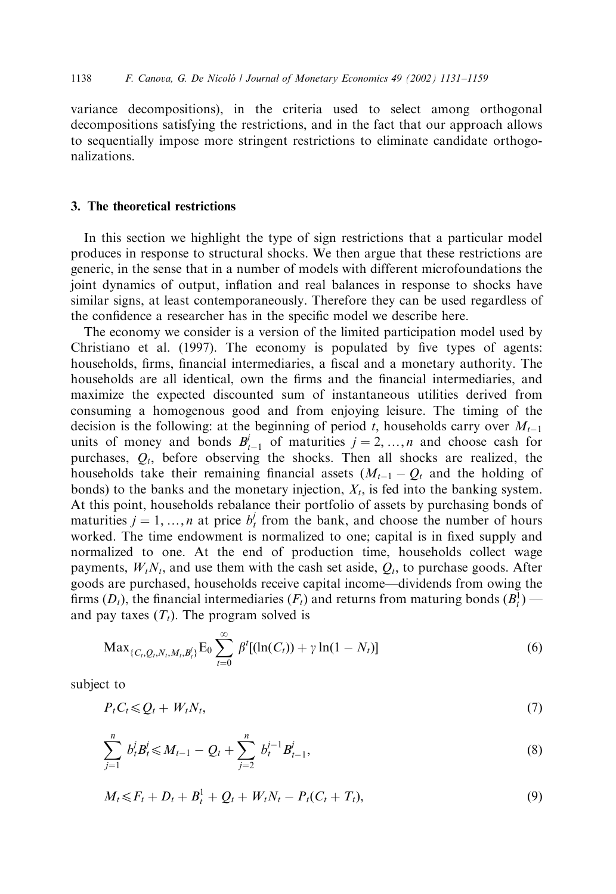variance decompositions), in the criteria used to select among orthogonal decompositions satisfying the restrictions, and in the fact that our approach allows to sequentially impose more stringent restrictions to eliminate candidate orthogonalizations.

## 3. The theoretical restrictions

In this section we highlight the type of sign restrictions that a particular model produces in response to structural shocks. We then argue that these restrictions are generic, in the sense that in a number of models with different microfoundations the joint dynamics of output, inflation and real balances in response to shocks have similar signs, at least contemporaneously. Therefore they can be used regardless of the confidence a researcher has in the specific model we describe here.

The economy we consider is a version of the limited participation model used by Christiano et al. (1997). The economy is populated by five types of agents: households, firms, financial intermediaries, a fiscal and a monetary authority. The households are all identical, own the firms and the financial intermediaries, and maximize the expected discounted sum of instantaneous utilities derived from consuming a homogenous good and from enjoying leisure. The timing of the decision is the following: at the beginning of period $t$, households carry over $M_{t-1}$ units of money and bonds $B^j_{t-1}$ of maturities $j = 2, \dots, n$ and choose cash for purchases, $Q_t$, before observing the shocks. Then all shocks are realized, the households take their remaining financial assets ($M_{t-1} - Q_t$ and the holding of bonds) to the banks and the monetary injection, $X_t$, is fed into the banking system. At this point, households rebalance their portfolio of assets by purchasing bonds of maturities $j = 1, \dots, n$ at price $b^j_t$ from the bank, and choose the number of hours worked. The time endowment is normalized to one; capital is in fixed supply and normalized to one. At the end of production time, households collect wage payments, $W_t N_t$, and use them with the cash set aside, $Q_t$, to purchase goods. After goods are purchased, households receive capital income—dividends from owing the firms ($D_t$), the financial intermediaries ($F_t$) and returns from maturing bonds ($B^1_t$) — and pay taxes ($T_t$). The program solved is

$$\mathrm{Max}_{\{C_t, Q_t, N_t, M_t, B^j_t\}} \mathrm{E}_0 \sum_{t=0}^{\infty} \beta^t [(\ln(C_t)) + \gamma \ln(1 - N_t)] \tag{6}$$

subject to

$$P_t C_t \leqslant Q_t + W_t N_t, \tag{7}$$

$$\sum_{j=1}^{n} b^j_t B^j_t \leqslant M_{t-1} - Q_t + \sum_{j=2}^{n} b^{j-1}_t B^j_{t-1}, \tag{8}$$

$$M_t \leqslant F_t + D_t + B^1_t + Q_t + W_t N_t - P_t (C_t + T_t), \tag{9}$$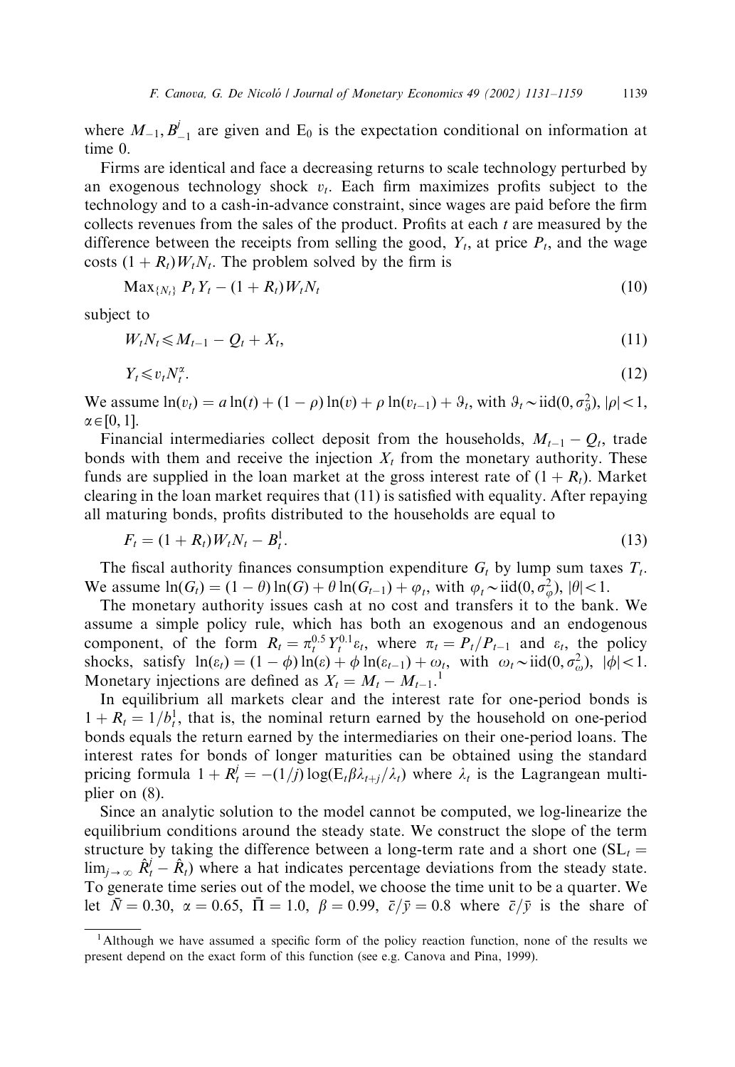where $M_{-1}, B^j_{-1}$ are given and $E_0$ is the expectation conditional on information at time 0.

Firms are identical and face a decreasing returns to scale technology perturbed by an exogenous technology shock $v_t$. Each firm maximizes profits subject to the technology and to a cash-in-advance constraint, since wages are paid before the firm collects revenues from the sales of the product. Profits at each $t$ are measured by the difference between the receipts from selling the good, $Y_t$, at price $P_t$, and the wage costs $(1+R_t)W_tN_t$. The problem solved by the firm is

$$\text{Max}_{\{N_t\}} \; P_tY_t - (1+R_t)W_tN_t \tag{10}$$

subject to

$$W_tN_t \leqslant M_{t-1} - Q_t + X_t, \tag{11}$$

$$Y_t \leqslant v_t N_t^{\alpha}. \tag{12}$$

We assume $\ln(v_t) = a\ln(t) + (1-\rho)\ln(v) + \rho\ln(v_{t-1}) + \vartheta_t$, with $\vartheta_t \sim \text{iid}(0, \sigma^2_{\vartheta})$, $|\rho|<1$, $\alpha \in [0, 1]$.

Financial intermediaries collect deposit from the households, $M_{t-1} - Q_t$, trade bonds with them and receive the injection $X_t$ from the monetary authority. These funds are supplied in the loan market at the gross interest rate of $(1+R_t)$. Market clearing in the loan market requires that (11) is satisfied with equality. After repaying all maturing bonds, profits distributed to the households are equal to

$$F_t = (1+R_t)W_tN_t - B^1_t. \tag{13}$$

The fiscal authority finances consumption expenditure $G_t$ by lump sum taxes $T_t$. We assume $\ln(G_t) = (1-\theta)\ln(G) + \theta\ln(G_{t-1}) + \varphi_t$, with $\varphi_t \sim \text{iid}(0, \sigma^2_{\varphi})$, $|\theta|<1$.

The monetary authority issues cash at no cost and transfers it to the bank. We assume a simple policy rule, which has both an exogenous and an endogenous component, of the form $R_t = \pi_t^{0.5} Y_t^{0.1} \varepsilon_t$, where $\pi_t = P_t/P_{t-1}$ and $\varepsilon_t$, the policy shocks, satisfy $\ln(\varepsilon_t) = (1-\phi)\ln(\varepsilon) + \phi\ln(\varepsilon_{t-1}) + \omega_t$, with $\omega_t \sim \text{iid}(0, \sigma^2_{\omega})$, $|\phi|<1$. Monetary injections are defined as $X_t = M_t - M_{t-1}$.[1]

In equilibrium all markets clear and the interest rate for one-period bonds is $1 + R_t = 1/b^1_t$, that is, the nominal return earned by the household on one-period bonds equals the return earned by the intermediaries on their one-period loans. The interest rates for bonds of longer maturities can be obtained using the standard pricing formula $1 + R^j_t = -(1/j)\log(E_t\beta\lambda_{t+j}/\lambda_t)$ where $\lambda_t$ is the Lagrangean multiplier on (8).

Since an analytic solution to the model cannot be computed, we log-linearize the equilibrium conditions around the steady state. We construct the slope of the term structure by taking the difference between a long-term rate and a short one ($\text{SL}_t = \lim_{j\to\infty} \hat{R}^j_t - \hat{R}_t$) where a hat indicates percentage deviations from the steady state. To generate time series out of the model, we choose the time unit to be a quarter. We let $\bar{N} = 0.30$, $\alpha = 0.65$, $\bar{\Pi} = 1.0$, $\beta = 0.99$, $\bar{c}/\bar{y} = 0.8$ where $\bar{c}/\bar{y}$ is the share of

[1] Although we have assumed a specific form of the policy reaction function, none of the results we present depend on the exact form of this function (see e.g. Canova and Pina, 1999).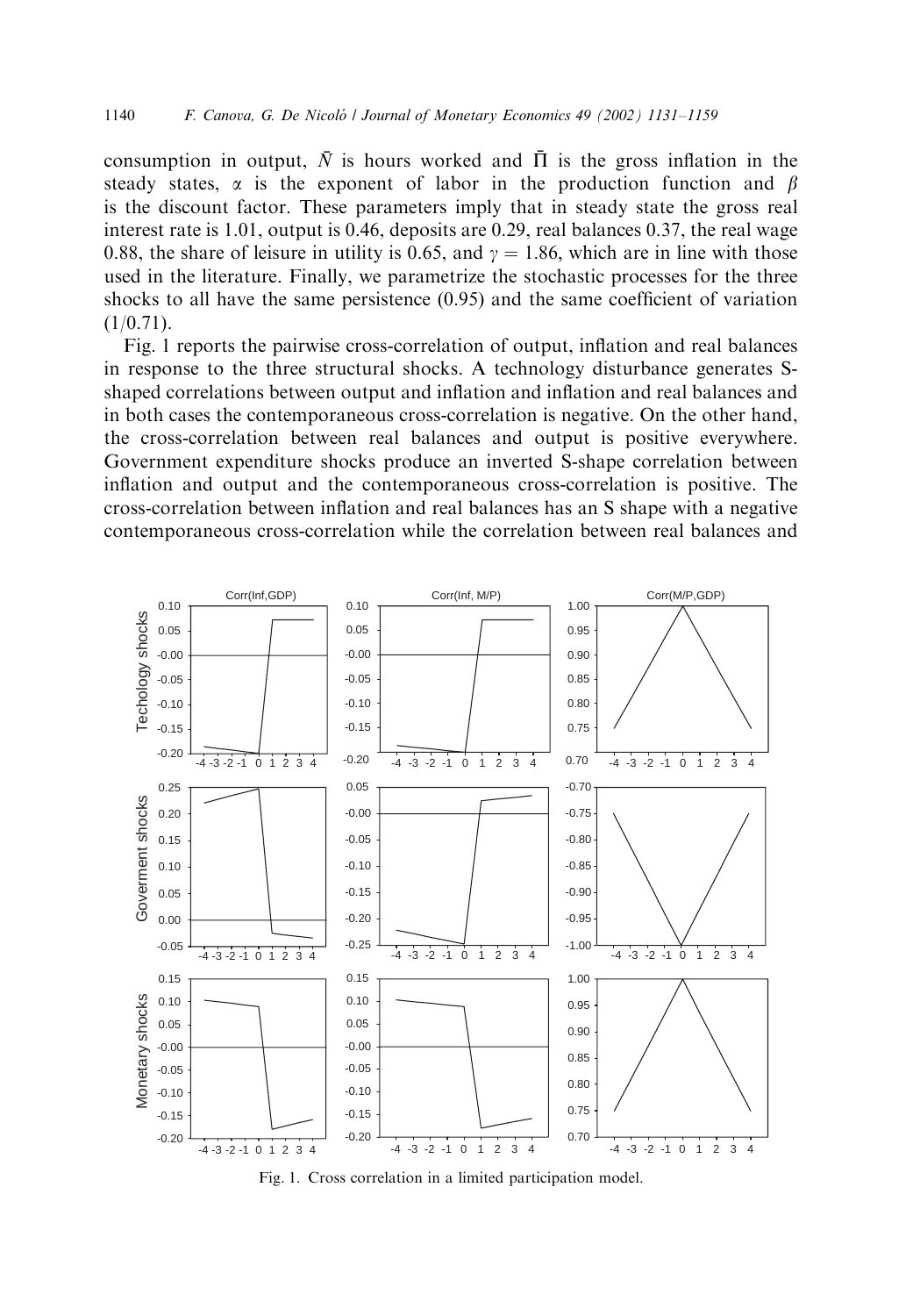consumption in output, $\bar{N}$ is hours worked and $\bar{\Pi}$ is the gross inflation in the steady states, $\alpha$ is the exponent of labor in the production function and $\beta$ is the discount factor. These parameters imply that in steady state the gross real interest rate is 1.01, output is 0.46, deposits are 0.29, real balances 0.37, the real wage 0.88, the share of leisure in utility is 0.65, and $\gamma = 1.86$, which are in line with those used in the literature. Finally, we parametrize the stochastic processes for the three shocks to all have the same persistence (0.95) and the same coefficient of variation (1/0.71).

Fig. 1 reports the pairwise cross-correlation of output, inflation and real balances in response to the three structural shocks. A technology disturbance generates S-shaped correlations between output and inflation and inflation and real balances and in both cases the contemporaneous cross-correlation is negative. On the other hand, the cross-correlation between real balances and output is positive everywhere. Government expenditure shocks produce an inverted S-shape correlation between inflation and output and the contemporaneous cross-correlation is positive. The cross-correlation between inflation and real balances has an S shape with a negative contemporaneous cross-correlation while the correlation between real balances and

Fig. 1. Cross correlation in a limited participation model.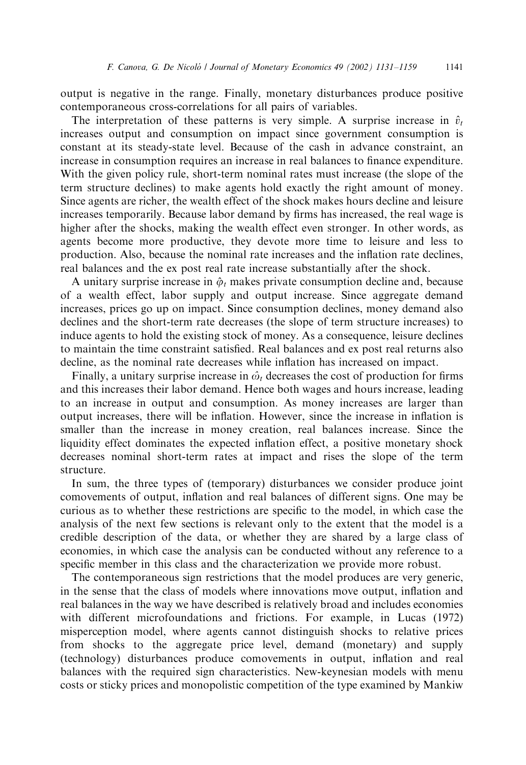output is negative in the range. Finally, monetary disturbances produce positive contemporaneous cross-correlations for all pairs of variables.

The interpretation of these patterns is very simple. A surprise increase in $\hat{v}_t$ increases output and consumption on impact since government consumption is constant at its steady-state level. Because of the cash in advance constraint, an increase in consumption requires an increase in real balances to finance expenditure. With the given policy rule, short-term nominal rates must increase (the slope of the term structure declines) to make agents hold exactly the right amount of money. Since agents are richer, the wealth effect of the shock makes hours decline and leisure increases temporarily. Because labor demand by firms has increased, the real wage is higher after the shocks, making the wealth effect even stronger. In other words, as agents become more productive, they devote more time to leisure and less to production. Also, because the nominal rate increases and the inflation rate declines, real balances and the ex post real rate increase substantially after the shock.

A unitary surprise increase in $\hat{\varphi}_t$ makes private consumption decline and, because of a wealth effect, labor supply and output increase. Since aggregate demand increases, prices go up on impact. Since consumption declines, money demand also declines and the short-term rate decreases (the slope of term structure increases) to induce agents to hold the existing stock of money. As a consequence, leisure declines to maintain the time constraint satisfied. Real balances and ex post real returns also decline, as the nominal rate decreases while inflation has increased on impact.

Finally, a unitary surprise increase in $\hat{\omega}_t$ decreases the cost of production for firms and this increases their labor demand. Hence both wages and hours increase, leading to an increase in output and consumption. As money increases are larger than output increases, there will be inflation. However, since the increase in inflation is smaller than the increase in money creation, real balances increase. Since the liquidity effect dominates the expected inflation effect, a positive monetary shock decreases nominal short-term rates at impact and rises the slope of the term structure.

In sum, the three types of (temporary) disturbances we consider produce joint comovements of output, inflation and real balances of different signs. One may be curious as to whether these restrictions are specific to the model, in which case the analysis of the next few sections is relevant only to the extent that the model is a credible description of the data, or whether they are shared by a large class of economies, in which case the analysis can be conducted without any reference to a specific member in this class and the characterization we provide more robust.

The contemporaneous sign restrictions that the model produces are very generic, in the sense that the class of models where innovations move output, inflation and real balances in the way we have described is relatively broad and includes economies with different microfoundations and frictions. For example, in Lucas (1972) misperception model, where agents cannot distinguish shocks to relative prices from shocks to the aggregate price level, demand (monetary) and supply (technology) disturbances produce comovements in output, inflation and real balances with the required sign characteristics. New-keynesian models with menu costs or sticky prices and monopolistic competition of the type examined by Mankiw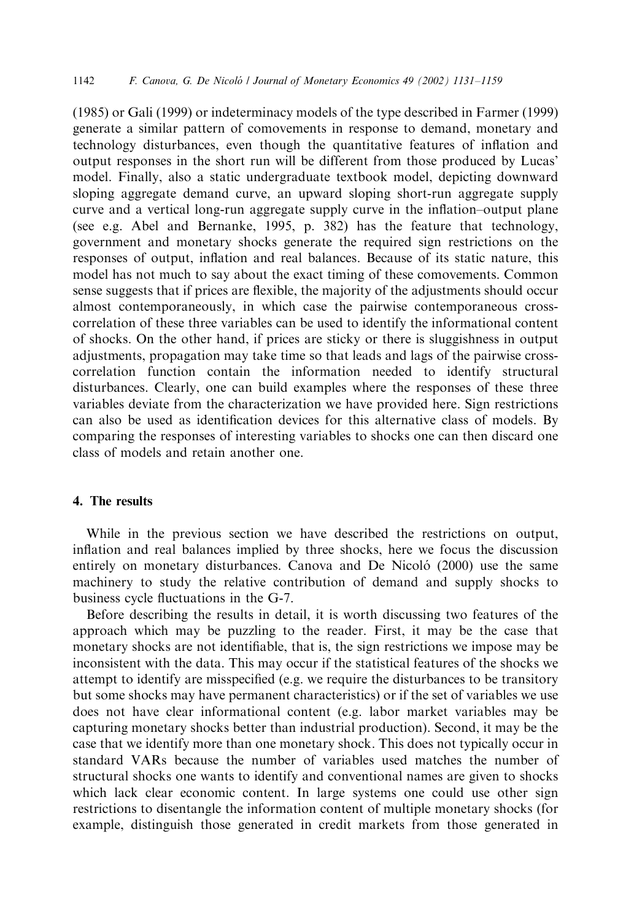(1985) or Gali (1999) or indeterminacy models of the type described in Farmer (1999) generate a similar pattern of comovements in response to demand, monetary and technology disturbances, even though the quantitative features of inflation and output responses in the short run will be different from those produced by Lucas' model. Finally, also a static undergraduate textbook model, depicting downward sloping aggregate demand curve, an upward sloping short-run aggregate supply curve and a vertical long-run aggregate supply curve in the inflation–output plane (see e.g. Abel and Bernanke, 1995, p. 382) has the feature that technology, government and monetary shocks generate the required sign restrictions on the responses of output, inflation and real balances. Because of its static nature, this model has not much to say about the exact timing of these comovements. Common sense suggests that if prices are flexible, the majority of the adjustments should occur almost contemporaneously, in which case the pairwise contemporaneous cross-correlation of these three variables can be used to identify the informational content of shocks. On the other hand, if prices are sticky or there is sluggishness in output adjustments, propagation may take time so that leads and lags of the pairwise cross-correlation function contain the information needed to identify structural disturbances. Clearly, one can build examples where the responses of these three variables deviate from the characterization we have provided here. Sign restrictions can also be used as identification devices for this alternative class of models. By comparing the responses of interesting variables to shocks one can then discard one class of models and retain another one.

## 4. The results

While in the previous section we have described the restrictions on output, inflation and real balances implied by three shocks, here we focus the discussion entirely on monetary disturbances. Canova and De Nicoló (2000) use the same machinery to study the relative contribution of demand and supply shocks to business cycle fluctuations in the G-7.

Before describing the results in detail, it is worth discussing two features of the approach which may be puzzling to the reader. First, it may be the case that monetary shocks are not identifiable, that is, the sign restrictions we impose may be inconsistent with the data. This may occur if the statistical features of the shocks we attempt to identify are misspecified (e.g. we require the disturbances to be transitory but some shocks may have permanent characteristics) or if the set of variables we use does not have clear informational content (e.g. labor market variables may be capturing monetary shocks better than industrial production). Second, it may be the case that we identify more than one monetary shock. This does not typically occur in standard VARs because the number of variables used matches the number of structural shocks one wants to identify and conventional names are given to shocks which lack clear economic content. In large systems one could use other sign restrictions to disentangle the information content of multiple monetary shocks (for example, distinguish those generated in credit markets from those generated in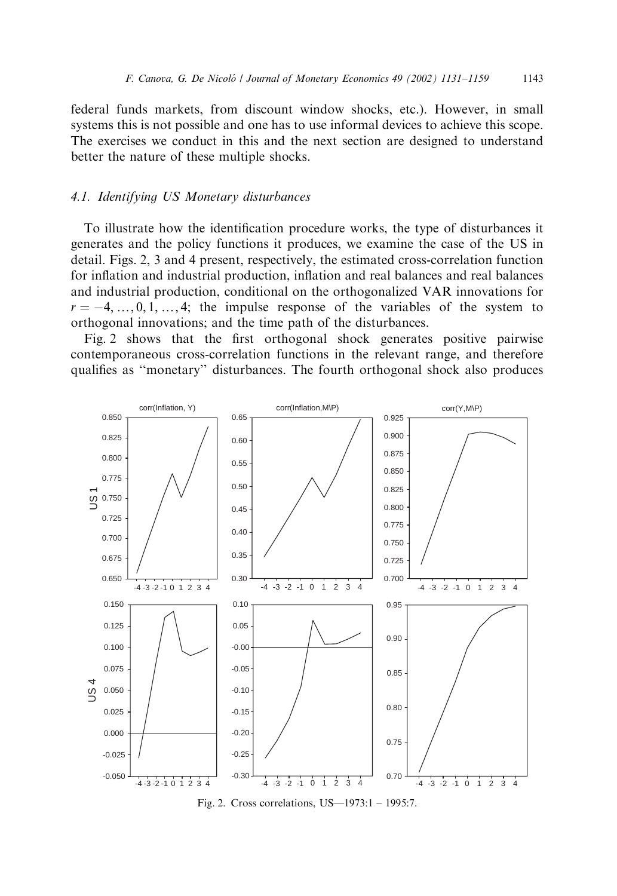federal funds markets, from discount window shocks, etc.). However, in small systems this is not possible and one has to use informal devices to achieve this scope. The exercises we conduct in this and the next section are designed to understand better the nature of these multiple shocks.

### 4.1. Identifying US Monetary disturbances

To illustrate how the identification procedure works, the type of disturbances it generates and the policy functions it produces, we examine the case of the US in detail. Figs. 2, 3 and 4 present, respectively, the estimated cross-correlation function for inflation and industrial production, inflation and real balances and real balances and industrial production, conditional on the orthogonalized VAR innovations for $r = -4, \ldots, 0, 1, \ldots, 4$; the impulse response of the variables of the system to orthogonal innovations; and the time path of the disturbances.

Fig. 2 shows that the first orthogonal shock generates positive pairwise contemporaneous cross-correlation functions in the relevant range, and therefore qualifies as "monetary" disturbances. The fourth orthogonal shock also produces

Fig. 2. Cross correlations, US—1973:1 – 1995:7.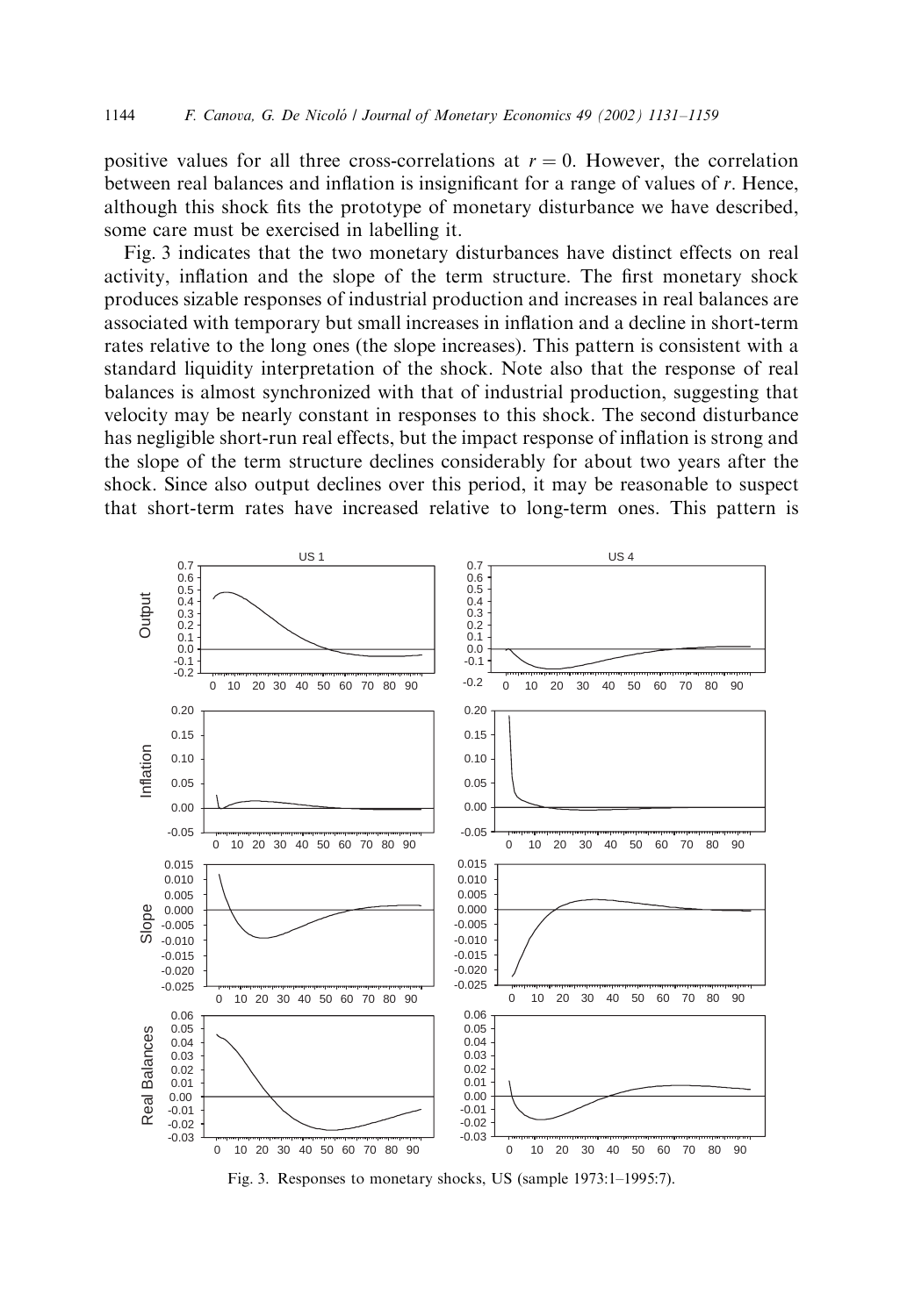positive values for all three cross-correlations at $r = 0$. However, the correlation between real balances and inflation is insignificant for a range of values of $r$. Hence, although this shock fits the prototype of monetary disturbance we have described, some care must be exercised in labelling it.

Fig. 3 indicates that the two monetary disturbances have distinct effects on real activity, inflation and the slope of the term structure. The first monetary shock produces sizable responses of industrial production and increases in real balances are associated with temporary but small increases in inflation and a decline in short-term rates relative to the long ones (the slope increases). This pattern is consistent with a standard liquidity interpretation of the shock. Note also that the response of real balances is almost synchronized with that of industrial production, suggesting that velocity may be nearly constant in responses to this shock. The second disturbance has negligible short-run real effects, but the impact response of inflation is strong and the slope of the term structure declines considerably for about two years after the shock. Since also output declines over this period, it may be reasonable to suspect that short-term rates have increased relative to long-term ones. This pattern is

Fig. 3. Responses to monetary shocks, US (sample 1973:1–1995:7).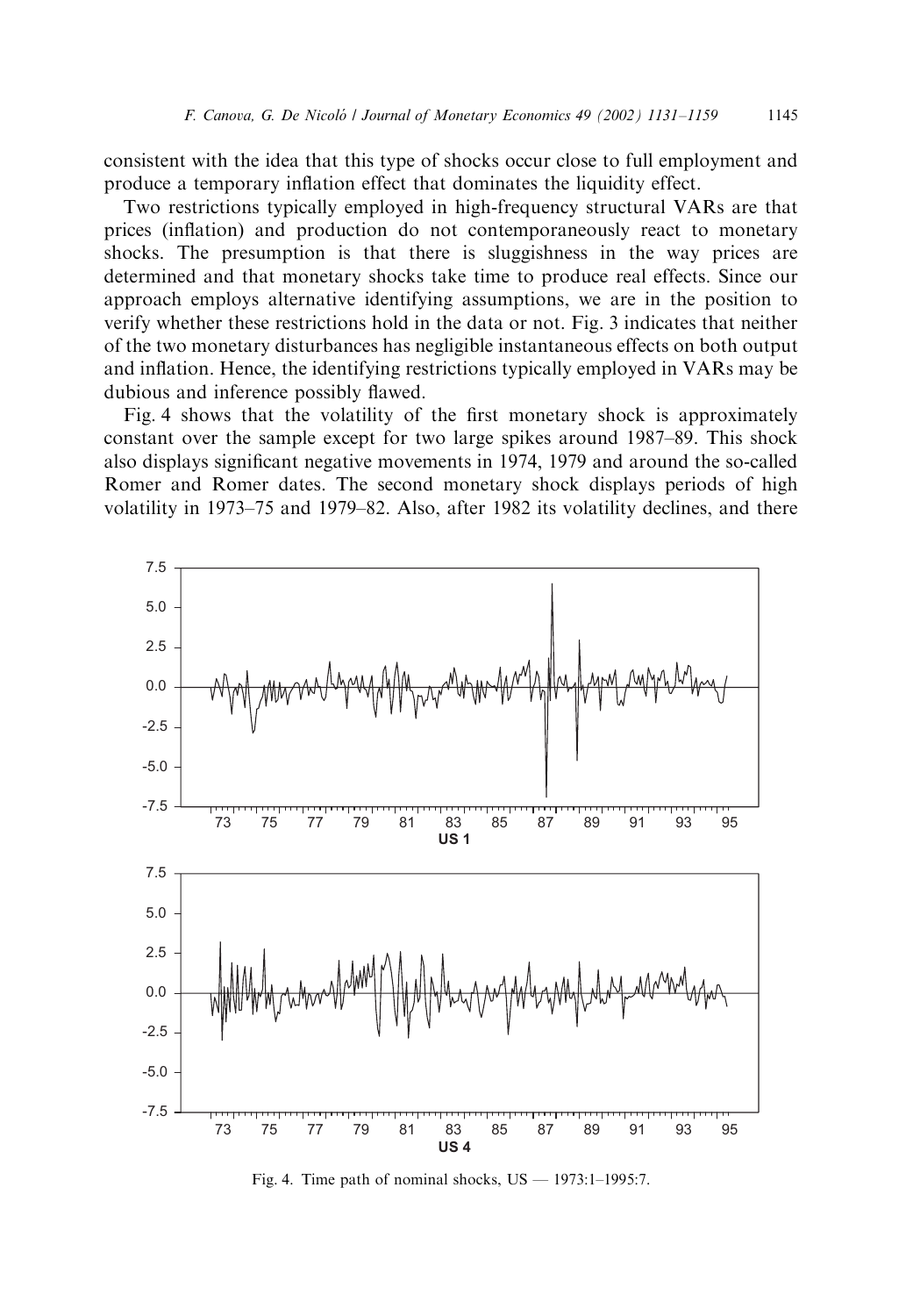consistent with the idea that this type of shocks occur close to full employment and produce a temporary inflation effect that dominates the liquidity effect.

Two restrictions typically employed in high-frequency structural VARs are that prices (inflation) and production do not contemporaneously react to monetary shocks. The presumption is that there is sluggishness in the way prices are determined and that monetary shocks take time to produce real effects. Since our approach employs alternative identifying assumptions, we are in the position to verify whether these restrictions hold in the data or not. Fig. 3 indicates that neither of the two monetary disturbances has negligible instantaneous effects on both output and inflation. Hence, the identifying restrictions typically employed in VARs may be dubious and inference possibly flawed.

Fig. 4 shows that the volatility of the first monetary shock is approximately constant over the sample except for two large spikes around 1987–89. This shock also displays significant negative movements in 1974, 1979 and around the so-called Romer and Romer dates. The second monetary shock displays periods of high volatility in 1973–75 and 1979–82. Also, after 1982 its volatility declines, and there

Fig. 4. Time path of nominal shocks, US — 1973:1–1995:7.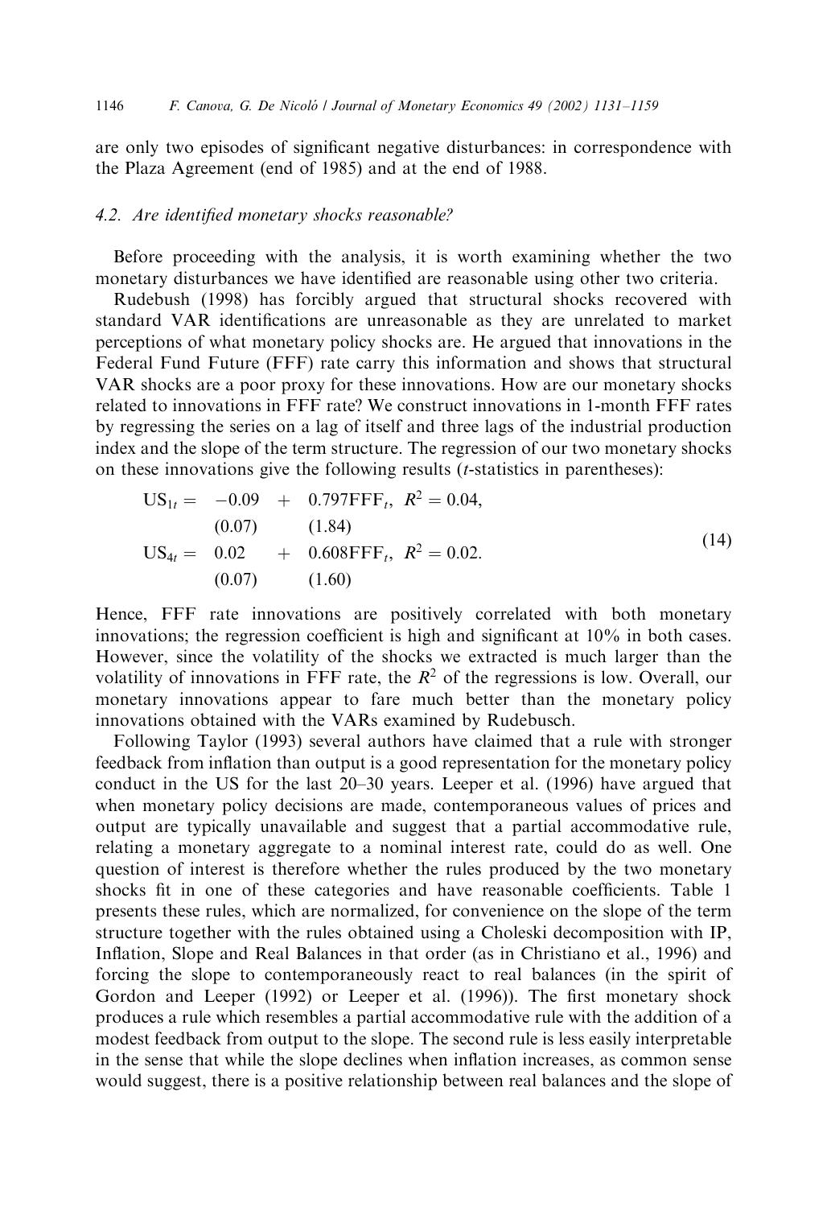are only two episodes of significant negative disturbances: in correspondence with the Plaza Agreement (end of 1985) and at the end of 1988.

### 4.2. Are identified monetary shocks reasonable?

Before proceeding with the analysis, it is worth examining whether the two monetary disturbances we have identified are reasonable using other two criteria.

Rudebush (1998) has forcibly argued that structural shocks recovered with standard VAR identifications are unreasonable as they are unrelated to market perceptions of what monetary policy shocks are. He argued that innovations in the Federal Fund Future (FFF) rate carry this information and shows that structural VAR shocks are a poor proxy for these innovations. How are our monetary shocks related to innovations in FFF rate? We construct innovations in 1-month FFF rates by regressing the series on a lag of itself and three lags of the industrial production index and the slope of the term structure. The regression of our two monetary shocks on these innovations give the following results (*t*-statistics in parentheses):

$$
\begin{aligned}
\mathrm{US}_{1t} &= \underset{(0.07)}{-0.09} + \underset{(1.84)}{0.797}\mathrm{FFF}_t, \quad R^2 = 0.04, \\
\mathrm{US}_{4t} &= \underset{(0.07)}{0.02} + \underset{(1.60)}{0.608}\mathrm{FFF}_t, \quad R^2 = 0.02.
\end{aligned}
\tag{14}
$$

Hence, FFF rate innovations are positively correlated with both monetary innovations; the regression coefficient is high and significant at 10% in both cases. However, since the volatility of the shocks we extracted is much larger than the volatility of innovations in FFF rate, the $R^2$ of the regressions is low. Overall, our monetary innovations appear to fare much better than the monetary policy innovations obtained with the VARs examined by Rudebusch.

Following Taylor (1993) several authors have claimed that a rule with stronger feedback from inflation than output is a good representation for the monetary policy conduct in the US for the last 20–30 years. Leeper et al. (1996) have argued that when monetary policy decisions are made, contemporaneous values of prices and output are typically unavailable and suggest that a partial accommodative rule, relating a monetary aggregate to a nominal interest rate, could do as well. One question of interest is therefore whether the rules produced by the two monetary shocks fit in one of these categories and have reasonable coefficients. Table 1 presents these rules, which are normalized, for convenience on the slope of the term structure together with the rules obtained using a Choleski decomposition with IP, Inflation, Slope and Real Balances in that order (as in Christiano et al., 1996) and forcing the slope to contemporaneously react to real balances (in the spirit of Gordon and Leeper (1992) or Leeper et al. (1996)). The first monetary shock produces a rule which resembles a partial accommodative rule with the addition of a modest feedback from output to the slope. The second rule is less easily interpretable in the sense that while the slope declines when inflation increases, as common sense would suggest, there is a positive relationship between real balances and the slope of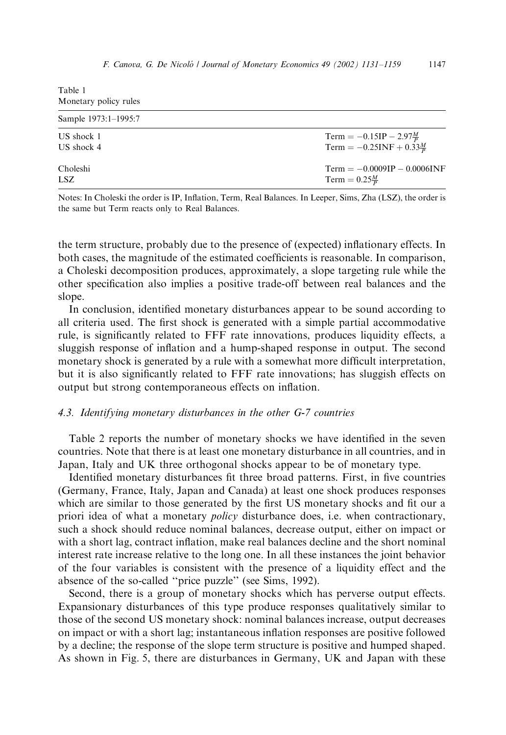Table 1
Monetary policy rules

| Sample 1973:1–1995:7 | |
|---|---|
| US shock 1 | $\text{Term} = -0.15\text{IP} - 2.97\frac{M}{P}$ |
| US shock 4 | $\text{Term} = -0.25\text{INF} + 0.33\frac{M}{P}$ |
| Choleshi | $\text{Term} = -0.0009\text{IP} - 0.0006\text{INF}$ |
| LSZ | $\text{Term} = 0.25\frac{M}{P}$ |

Notes: In Choleski the order is IP, Inflation, Term, Real Balances. In Leeper, Sims, Zha (LSZ), the order is the same but Term reacts only to Real Balances.

the term structure, probably due to the presence of (expected) inflationary effects. In both cases, the magnitude of the estimated coefficients is reasonable. In comparison, a Choleski decomposition produces, approximately, a slope targeting rule while the other specification also implies a positive trade-off between real balances and the slope.

In conclusion, identified monetary disturbances appear to be sound according to all criteria used. The first shock is generated with a simple partial accommodative rule, is significantly related to FFF rate innovations, produces liquidity effects, a sluggish response of inflation and a hump-shaped response in output. The second monetary shock is generated by a rule with a somewhat more difficult interpretation, but it is also significantly related to FFF rate innovations; has sluggish effects on output but strong contemporaneous effects on inflation.

### 4.3. Identifying monetary disturbances in the other G-7 countries

Table 2 reports the number of monetary shocks we have identified in the seven countries. Note that there is at least one monetary disturbance in all countries, and in Japan, Italy and UK three orthogonal shocks appear to be of monetary type.

Identified monetary disturbances fit three broad patterns. First, in five countries (Germany, France, Italy, Japan and Canada) at least one shock produces responses which are similar to those generated by the first US monetary shocks and fit our a priori idea of what a monetary *policy* disturbance does, i.e. when contractionary, such a shock should reduce nominal balances, decrease output, either on impact or with a short lag, contract inflation, make real balances decline and the short nominal interest rate increase relative to the long one. In all these instances the joint behavior of the four variables is consistent with the presence of a liquidity effect and the absence of the so-called "price puzzle" (see Sims, 1992).

Second, there is a group of monetary shocks which has perverse output effects. Expansionary disturbances of this type produce responses qualitatively similar to those of the second US monetary shock: nominal balances increase, output decreases on impact or with a short lag; instantaneous inflation responses are positive followed by a decline; the response of the slope term structure is positive and humped shaped. As shown in Fig. 5, there are disturbances in Germany, UK and Japan with these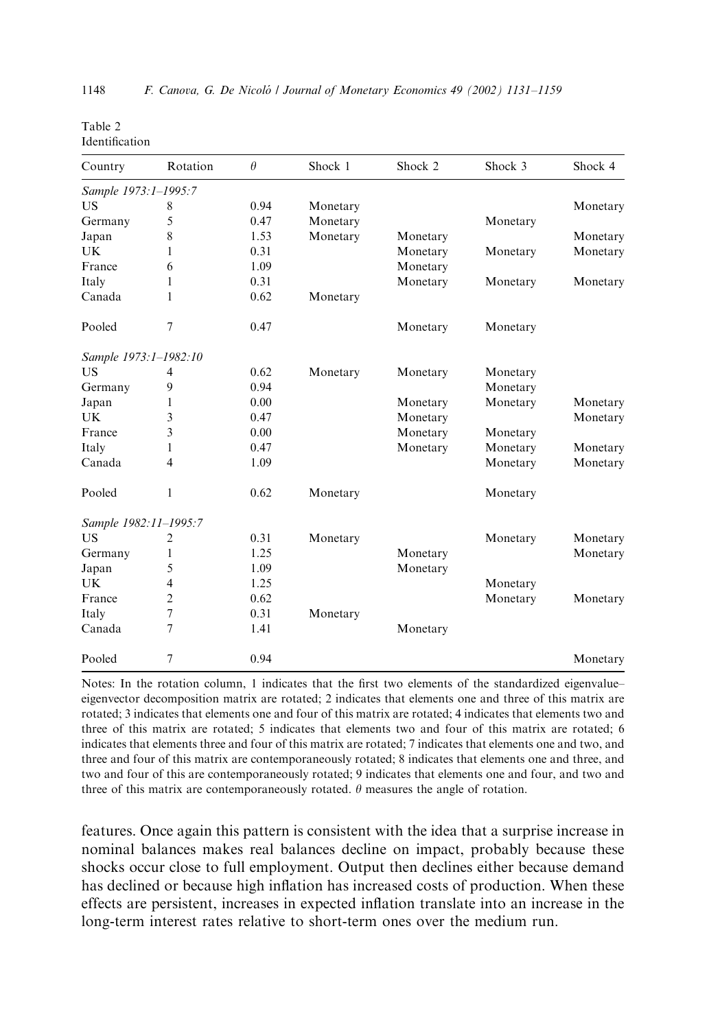Table 2
Identification

| Country | Rotation | $\theta$ | Shock 1 | Shock 2 | Shock 3 | Shock 4 |
|---|---|---|---|---|---|---|
| *Sample 1973:1–1995:7* | | | | | | |
| US | 8 | 0.94 | Monetary | | | Monetary |
| Germany | 5 | 0.47 | Monetary | | Monetary | |
| Japan | 8 | 1.53 | Monetary | Monetary | | Monetary |
| UK | 1 | 0.31 | | Monetary | Monetary | Monetary |
| France | 6 | 1.09 | | Monetary | | |
| Italy | 1 | 0.31 | | Monetary | Monetary | Monetary |
| Canada | 1 | 0.62 | Monetary | | | |
| Pooled | 7 | 0.47 | | Monetary | Monetary | |
| *Sample 1973:1–1982:10* | | | | | | |
| US | 4 | 0.62 | Monetary | Monetary | Monetary | |
| Germany | 9 | 0.94 | | | Monetary | |
| Japan | 1 | 0.00 | | Monetary | Monetary | Monetary |
| UK | 3 | 0.47 | | Monetary | | Monetary |
| France | 3 | 0.00 | | Monetary | Monetary | |
| Italy | 1 | 0.47 | | Monetary | Monetary | Monetary |
| Canada | 4 | 1.09 | | | Monetary | Monetary |
| Pooled | 1 | 0.62 | Monetary | | Monetary | |
| *Sample 1982:11–1995:7* | | | | | | |
| US | 2 | 0.31 | Monetary | | Monetary | Monetary |
| Germany | 1 | 1.25 | | Monetary | | Monetary |
| Japan | 5 | 1.09 | | Monetary | | |
| UK | 4 | 1.25 | | | Monetary | |
| France | 2 | 0.62 | | | Monetary | Monetary |
| Italy | 7 | 0.31 | Monetary | | | |
| Canada | 7 | 1.41 | | Monetary | | |
| Pooled | 7 | 0.94 | | | | Monetary |

Notes: In the rotation column, 1 indicates that the first two elements of the standardized eigenvalue–eigenvector decomposition matrix are rotated; 2 indicates that elements one and three of this matrix are rotated; 3 indicates that elements one and four of this matrix are rotated; 4 indicates that elements two and three of this matrix are rotated; 5 indicates that elements two and four of this matrix are rotated; 6 indicates that elements three and four of this matrix are rotated; 7 indicates that elements one and two, and three and four of this matrix are contemporaneously rotated; 8 indicates that elements one and three, and two and four of this are contemporaneously rotated; 9 indicates that elements one and four, and two and three of this matrix are contemporaneously rotated. $\theta$ measures the angle of rotation.

features. Once again this pattern is consistent with the idea that a surprise increase in nominal balances makes real balances decline on impact, probably because these shocks occur close to full employment. Output then declines either because demand has declined or because high inflation has increased costs of production. When these effects are persistent, increases in expected inflation translate into an increase in the long-term interest rates relative to short-term ones over the medium run.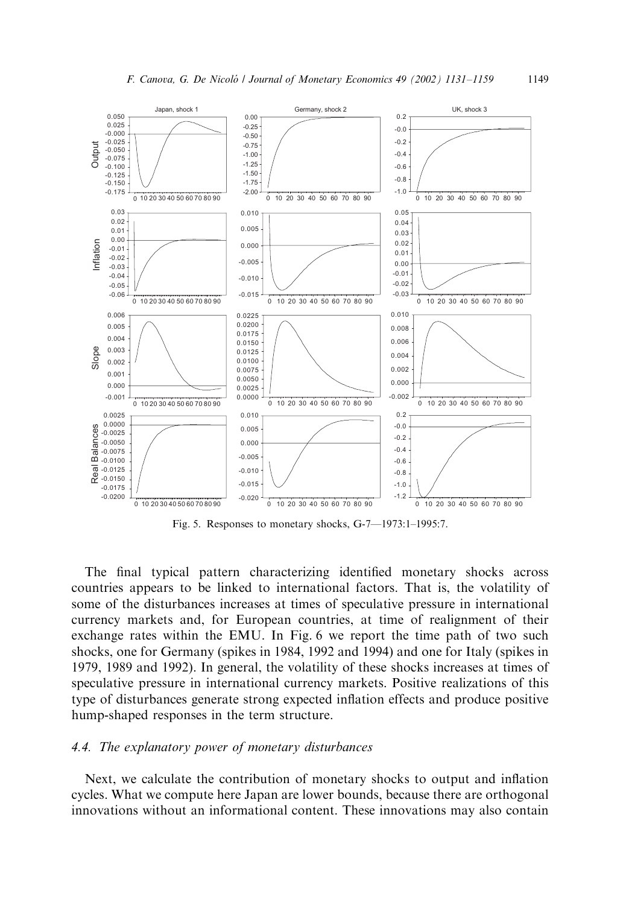Fig. 5. Responses to monetary shocks, G-7—1973:1–1995:7.

The final typical pattern characterizing identified monetary shocks across countries appears to be linked to international factors. That is, the volatility of some of the disturbances increases at times of speculative pressure in international currency markets and, for European countries, at time of realignment of their exchange rates within the EMU. In Fig. 6 we report the time path of two such shocks, one for Germany (spikes in 1984, 1992 and 1994) and one for Italy (spikes in 1979, 1989 and 1992). In general, the volatility of these shocks increases at times of speculative pressure in international currency markets. Positive realizations of this type of disturbances generate strong expected inflation effects and produce positive hump-shaped responses in the term structure.

### 4.4. The explanatory power of monetary disturbances

Next, we calculate the contribution of monetary shocks to output and inflation cycles. What we compute here Japan are lower bounds, because there are orthogonal innovations without an informational content. These innovations may also contain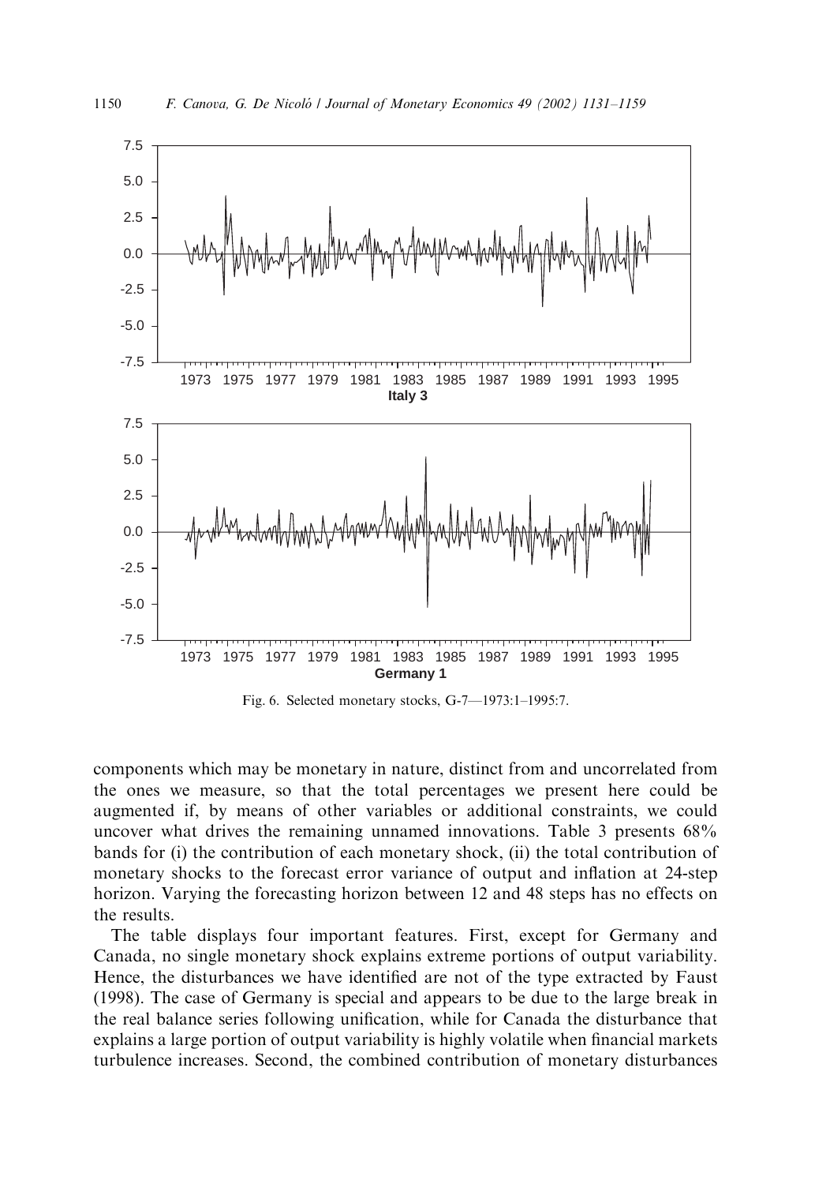Fig. 6. Selected monetary stocks, G-7—1973:1–1995:7.

components which may be monetary in nature, distinct from and uncorrelated from the ones we measure, so that the total percentages we present here could be augmented if, by means of other variables or additional constraints, we could uncover what drives the remaining unnamed innovations. Table 3 presents 68% bands for (i) the contribution of each monetary shock, (ii) the total contribution of monetary shocks to the forecast error variance of output and inflation at 24-step horizon. Varying the forecasting horizon between 12 and 48 steps has no effects on the results.

The table displays four important features. First, except for Germany and Canada, no single monetary shock explains extreme portions of output variability. Hence, the disturbances we have identified are not of the type extracted by Faust (1998). The case of Germany is special and appears to be due to the large break in the real balance series following unification, while for Canada the disturbance that explains a large portion of output variability is highly volatile when financial markets turbulence increases. Second, the combined contribution of monetary disturbances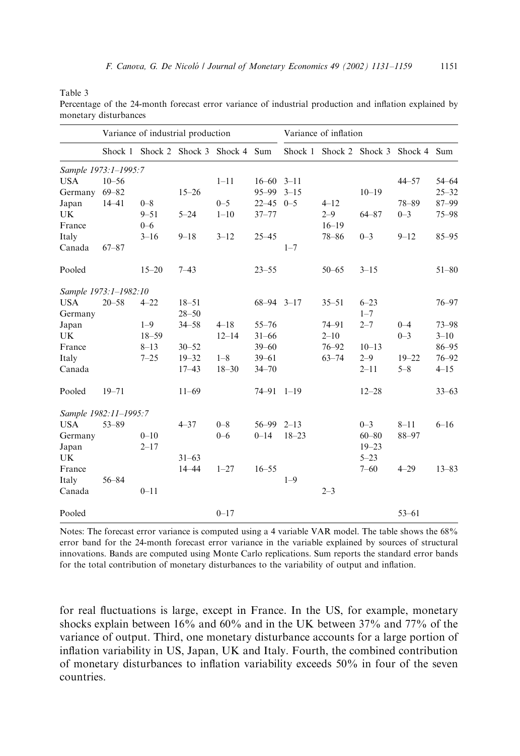Table 3

Percentage of the 24-month forecast error variance of industrial production and inflation explained by monetary disturbances

| | Variance of industrial production | | | | | Variance of inflation | | | | |
|---|---|---|---|---|---|---|---|---|---|---|
| | Shock 1 | Shock 2 | Shock 3 | Shock 4 | Sum | Shock 1 | Shock 2 | Shock 3 | Shock 4 | Sum |
| *Sample 1973:1–1995:7* | | | | | | | | | | |
| USA | 10–56 | | | 1–11 | 16–60 | 3–11 | | | 44–57 | 54–64 |
| Germany | 69–82 | | 15–26 | | 95–99 | 3–15 | | 10–19 | | 25–32 |
| Japan | 14–41 | 0–8 | | 0–5 | 22–45 | 0–5 | 4–12 | | 78–89 | 87–99 |
| UK | | 9–51 | 5–24 | 1–10 | 37–77 | | 2–9 | 64–87 | 0–3 | 75–98 |
| France | | 0–6 | | | | | 16–19 | | | |
| Italy | | 3–16 | 9–18 | 3–12 | 25–45 | | 78–86 | 0–3 | 9–12 | 85–95 |
| Canada | 67–87 | | | | | 1–7 | | | | |
| Pooled | | 15–20 | 7–43 | | 23–55 | | 50–65 | 3–15 | | 51–80 |
| *Sample 1973:1–1982:10* | | | | | | | | | | |
| USA | 20–58 | 4–22 | 18–51 | | 68–94 | 3–17 | 35–51 | 6–23 | | 76–97 |
| Germany | | | 28–50 | | | | | 1–7 | | |
| Japan | | 1–9 | 34–58 | 4–18 | 55–76 | | 74–91 | 2–7 | 0–4 | 73–98 |
| UK | | 18–59 | | 12–14 | 31–66 | | 2–10 | | 0–3 | 3–10 |
| France | | 8–13 | 30–52 | | 39–60 | | 76–92 | 10–13 | | 86–95 |
| Italy | | 7–25 | 19–32 | 1–8 | 39–61 | | 63–74 | 2–9 | 19–22 | 76–92 |
| Canada | | | 17–43 | 18–30 | 34–70 | | | 2–11 | 5–8 | 4–15 |
| Pooled | 19–71 | | 11–69 | | 74–91 | 1–19 | | 12–28 | | 33–63 |
| *Sample 1982:11–1995:7* | | | | | | | | | | |
| USA | 53–89 | | 4–37 | 0–8 | 56–99 | 2–13 | | 0–3 | 8–11 | 6–16 |
| Germany | | 0–10 | | 0–6 | 0–14 | 18–23 | | 60–80 | 88–97 | |
| Japan | | 2–17 | | | | | | 19–23 | | |
| UK | | | 31–63 | | | | | 5–23 | | |
| France | | | 14–44 | 1–27 | 16–55 | | | 7–60 | 4–29 | 13–83 |
| Italy | 56–84 | | | | | 1–9 | | | | |
| Canada | | 0–11 | | | | | 2–3 | | | |
| Pooled | | | | 0–17 | | | | | 53–61 | |

Notes: The forecast error variance is computed using a 4 variable VAR model. The table shows the 68% error band for the 24-month forecast error variance in the variable explained by sources of structural innovations. Bands are computed using Monte Carlo replications. Sum reports the standard error bands for the total contribution of monetary disturbances to the variability of output and inflation.

for real fluctuations is large, except in France. In the US, for example, monetary shocks explain between 16% and 60% and in the UK between 37% and 77% of the variance of output. Third, one monetary disturbance accounts for a large portion of inflation variability in US, Japan, UK and Italy. Fourth, the combined contribution of monetary disturbances to inflation variability exceeds 50% in four of the seven countries.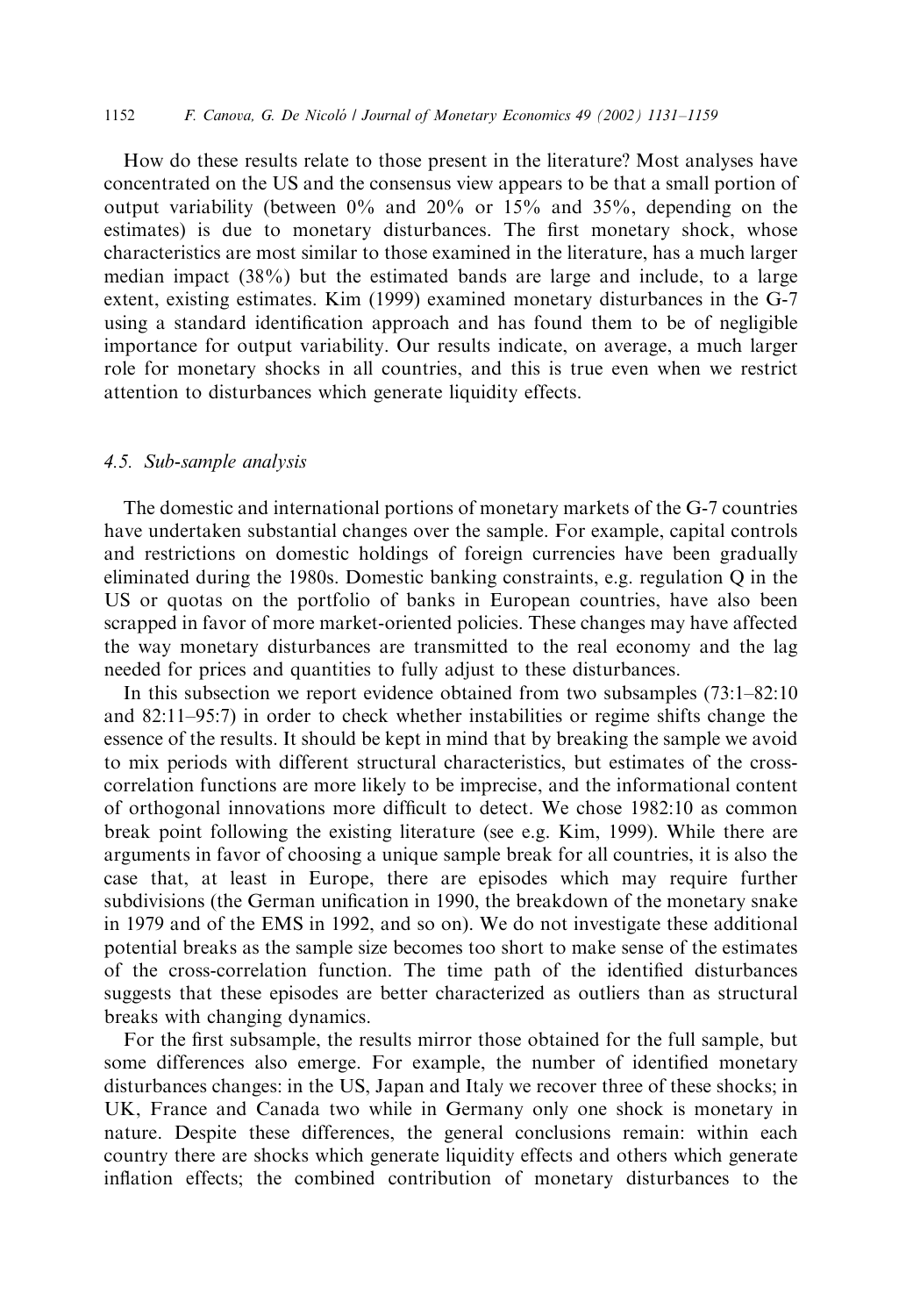How do these results relate to those present in the literature? Most analyses have concentrated on the US and the consensus view appears to be that a small portion of output variability (between 0% and 20% or 15% and 35%, depending on the estimates) is due to monetary disturbances. The first monetary shock, whose characteristics are most similar to those examined in the literature, has a much larger median impact (38%) but the estimated bands are large and include, to a large extent, existing estimates. Kim (1999) examined monetary disturbances in the G-7 using a standard identification approach and has found them to be of negligible importance for output variability. Our results indicate, on average, a much larger role for monetary shocks in all countries, and this is true even when we restrict attention to disturbances which generate liquidity effects.

### 4.5. Sub-sample analysis

The domestic and international portions of monetary markets of the G-7 countries have undertaken substantial changes over the sample. For example, capital controls and restrictions on domestic holdings of foreign currencies have been gradually eliminated during the 1980s. Domestic banking constraints, e.g. regulation Q in the US or quotas on the portfolio of banks in European countries, have also been scrapped in favor of more market-oriented policies. These changes may have affected the way monetary disturbances are transmitted to the real economy and the lag needed for prices and quantities to fully adjust to these disturbances.

In this subsection we report evidence obtained from two subsamples (73:1–82:10 and 82:11–95:7) in order to check whether instabilities or regime shifts change the essence of the results. It should be kept in mind that by breaking the sample we avoid to mix periods with different structural characteristics, but estimates of the cross-correlation functions are more likely to be imprecise, and the informational content of orthogonal innovations more difficult to detect. We chose 1982:10 as common break point following the existing literature (see e.g. Kim, 1999). While there are arguments in favor of choosing a unique sample break for all countries, it is also the case that, at least in Europe, there are episodes which may require further subdivisions (the German unification in 1990, the breakdown of the monetary snake in 1979 and of the EMS in 1992, and so on). We do not investigate these additional potential breaks as the sample size becomes too short to make sense of the estimates of the cross-correlation function. The time path of the identified disturbances suggests that these episodes are better characterized as outliers than as structural breaks with changing dynamics.

For the first subsample, the results mirror those obtained for the full sample, but some differences also emerge. For example, the number of identified monetary disturbances changes: in the US, Japan and Italy we recover three of these shocks; in UK, France and Canada two while in Germany only one shock is monetary in nature. Despite these differences, the general conclusions remain: within each country there are shocks which generate liquidity effects and others which generate inflation effects; the combined contribution of monetary disturbances to the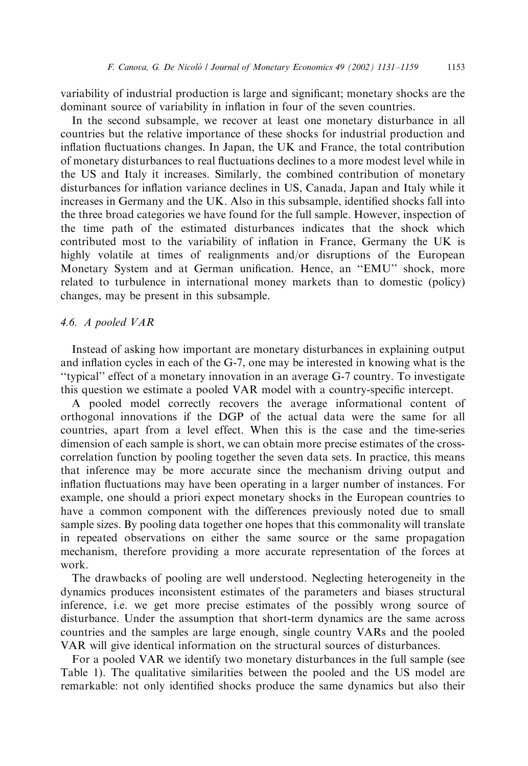variability of industrial production is large and significant; monetary shocks are the dominant source of variability in inflation in four of the seven countries.

In the second subsample, we recover at least one monetary disturbance in all countries but the relative importance of these shocks for industrial production and inflation fluctuations changes. In Japan, the UK and France, the total contribution of monetary disturbances to real fluctuations declines to a more modest level while in the US and Italy it increases. Similarly, the combined contribution of monetary disturbances for inflation variance declines in US, Canada, Japan and Italy while it increases in Germany and the UK. Also in this subsample, identified shocks fall into the three broad categories we have found for the full sample. However, inspection of the time path of the estimated disturbances indicates that the shock which contributed most to the variability of inflation in France, Germany the UK is highly volatile at times of realignments and/or disruptions of the European Monetary System and at German unification. Hence, an "EMU" shock, more related to turbulence in international money markets than to domestic (policy) changes, may be present in this subsample.

### *4.6. A pooled VAR*

Instead of asking how important are monetary disturbances in explaining output and inflation cycles in each of the G-7, one may be interested in knowing what is the "typical" effect of a monetary innovation in an average G-7 country. To investigate this question we estimate a pooled VAR model with a country-specific intercept.

A pooled model correctly recovers the average informational content of orthogonal innovations if the DGP of the actual data were the same for all countries, apart from a level effect. When this is the case and the time-series dimension of each sample is short, we can obtain more precise estimates of the cross-correlation function by pooling together the seven data sets. In practice, this means that inference may be more accurate since the mechanism driving output and inflation fluctuations may have been operating in a larger number of instances. For example, one should a priori expect monetary shocks in the European countries to have a common component with the differences previously noted due to small sample sizes. By pooling data together one hopes that this commonality will translate in repeated observations on either the same source or the same propagation mechanism, therefore providing a more accurate representation of the forces at work.

The drawbacks of pooling are well understood. Neglecting heterogeneity in the dynamics produces inconsistent estimates of the parameters and biases structural inference, i.e. we get more precise estimates of the possibly wrong source of disturbance. Under the assumption that short-term dynamics are the same across countries and the samples are large enough, single country VARs and the pooled VAR will give identical information on the structural sources of disturbances.

For a pooled VAR we identify two monetary disturbances in the full sample (see Table 1). The qualitative similarities between the pooled and the US model are remarkable: not only identified shocks produce the same dynamics but also their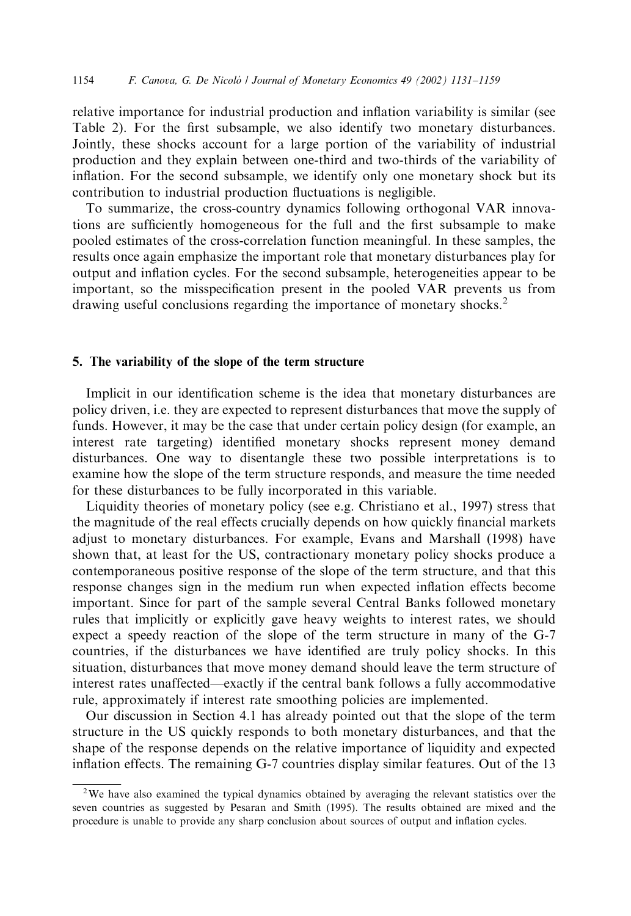relative importance for industrial production and inflation variability is similar (see Table 2). For the first subsample, we also identify two monetary disturbances. Jointly, these shocks account for a large portion of the variability of industrial production and they explain between one-third and two-thirds of the variability of inflation. For the second subsample, we identify only one monetary shock but its contribution to industrial production fluctuations is negligible.

To summarize, the cross-country dynamics following orthogonal VAR innovations are sufficiently homogeneous for the full and the first subsample to make pooled estimates of the cross-correlation function meaningful. In these samples, the results once again emphasize the important role that monetary disturbances play for output and inflation cycles. For the second subsample, heterogeneities appear to be important, so the misspecification present in the pooled VAR prevents us from drawing useful conclusions regarding the importance of monetary shocks.[2]

## 5. The variability of the slope of the term structure

Implicit in our identification scheme is the idea that monetary disturbances are policy driven, i.e. they are expected to represent disturbances that move the supply of funds. However, it may be the case that under certain policy design (for example, an interest rate targeting) identified monetary shocks represent money demand disturbances. One way to disentangle these two possible interpretations is to examine how the slope of the term structure responds, and measure the time needed for these disturbances to be fully incorporated in this variable.

Liquidity theories of monetary policy (see e.g. Christiano et al., 1997) stress that the magnitude of the real effects crucially depends on how quickly financial markets adjust to monetary disturbances. For example, Evans and Marshall (1998) have shown that, at least for the US, contractionary monetary policy shocks produce a contemporaneous positive response of the slope of the term structure, and that this response changes sign in the medium run when expected inflation effects become important. Since for part of the sample several Central Banks followed monetary rules that implicitly or explicitly gave heavy weights to interest rates, we should expect a speedy reaction of the slope of the term structure in many of the G-7 countries, if the disturbances we have identified are truly policy shocks. In this situation, disturbances that move money demand should leave the term structure of interest rates unaffected—exactly if the central bank follows a fully accommodative rule, approximately if interest rate smoothing policies are implemented.

Our discussion in Section 4.1 has already pointed out that the slope of the term structure in the US quickly responds to both monetary disturbances, and that the shape of the response depends on the relative importance of liquidity and expected inflation effects. The remaining G-7 countries display similar features. Out of the 13

[2] We have also examined the typical dynamics obtained by averaging the relevant statistics over the seven countries as suggested by Pesaran and Smith (1995). The results obtained are mixed and the procedure is unable to provide any sharp conclusion about sources of output and inflation cycles.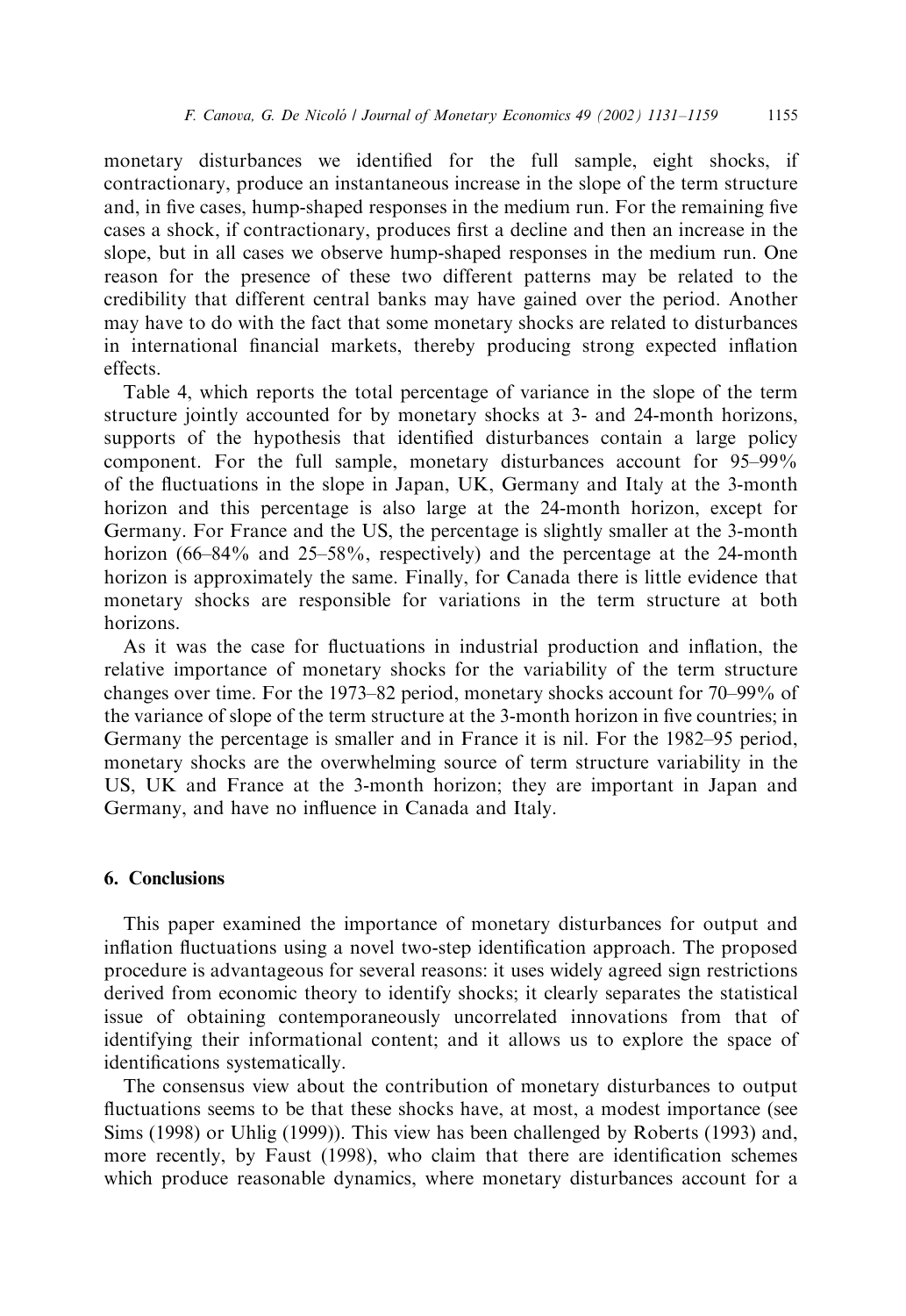monetary disturbances we identified for the full sample, eight shocks, if contractionary, produce an instantaneous increase in the slope of the term structure and, in five cases, hump-shaped responses in the medium run. For the remaining five cases a shock, if contractionary, produces first a decline and then an increase in the slope, but in all cases we observe hump-shaped responses in the medium run. One reason for the presence of these two different patterns may be related to the credibility that different central banks may have gained over the period. Another may have to do with the fact that some monetary shocks are related to disturbances in international financial markets, thereby producing strong expected inflation effects.

Table 4, which reports the total percentage of variance in the slope of the term structure jointly accounted for by monetary shocks at 3- and 24-month horizons, supports of the hypothesis that identified disturbances contain a large policy component. For the full sample, monetary disturbances account for 95–99% of the fluctuations in the slope in Japan, UK, Germany and Italy at the 3-month horizon and this percentage is also large at the 24-month horizon, except for Germany. For France and the US, the percentage is slightly smaller at the 3-month horizon (66–84% and 25–58%, respectively) and the percentage at the 24-month horizon is approximately the same. Finally, for Canada there is little evidence that monetary shocks are responsible for variations in the term structure at both horizons.

As it was the case for fluctuations in industrial production and inflation, the relative importance of monetary shocks for the variability of the term structure changes over time. For the 1973–82 period, monetary shocks account for 70–99% of the variance of slope of the term structure at the 3-month horizon in five countries; in Germany the percentage is smaller and in France it is nil. For the 1982–95 period, monetary shocks are the overwhelming source of term structure variability in the US, UK and France at the 3-month horizon; they are important in Japan and Germany, and have no influence in Canada and Italy.

## 6. Conclusions

This paper examined the importance of monetary disturbances for output and inflation fluctuations using a novel two-step identification approach. The proposed procedure is advantageous for several reasons: it uses widely agreed sign restrictions derived from economic theory to identify shocks; it clearly separates the statistical issue of obtaining contemporaneously uncorrelated innovations from that of identifying their informational content; and it allows us to explore the space of identifications systematically.

The consensus view about the contribution of monetary disturbances to output fluctuations seems to be that these shocks have, at most, a modest importance (see Sims (1998) or Uhlig (1999)). This view has been challenged by Roberts (1993) and, more recently, by Faust (1998), who claim that there are identification schemes which produce reasonable dynamics, where monetary disturbances account for a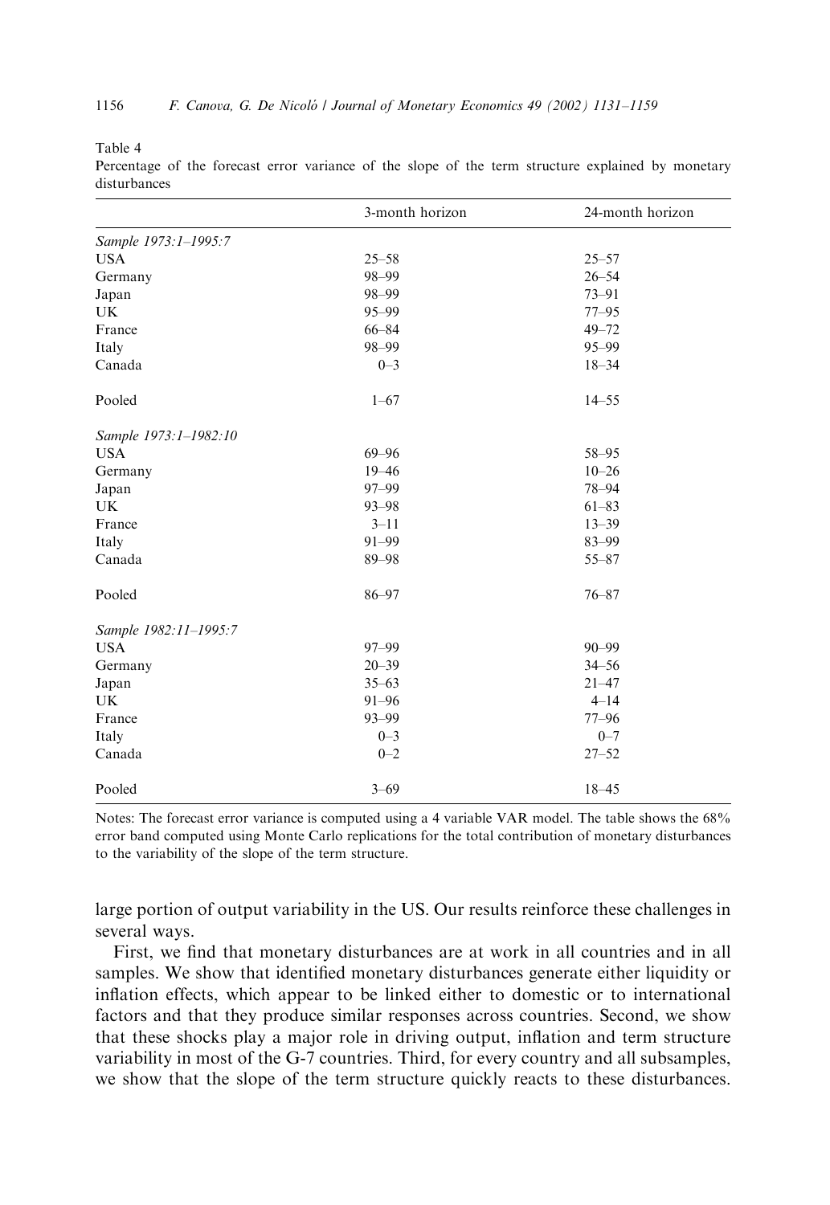Table 4

Percentage of the forecast error variance of the slope of the term structure explained by monetary disturbances

| | 3-month horizon | 24-month horizon |
|---|---|---|
| *Sample 1973:1–1995:7* | | |
| USA | 25–58 | 25–57 |
| Germany | 98–99 | 26–54 |
| Japan | 98–99 | 73–91 |
| UK | 95–99 | 77–95 |
| France | 66–84 | 49–72 |
| Italy | 98–99 | 95–99 |
| Canada | 0–3 | 18–34 |
| Pooled | 1–67 | 14–55 |
| *Sample 1973:1–1982:10* | | |
| USA | 69–96 | 58–95 |
| Germany | 19–46 | 10–26 |
| Japan | 97–99 | 78–94 |
| UK | 93–98 | 61–83 |
| France | 3–11 | 13–39 |
| Italy | 91–99 | 83–99 |
| Canada | 89–98 | 55–87 |
| Pooled | 86–97 | 76–87 |
| *Sample 1982:11–1995:7* | | |
| USA | 97–99 | 90–99 |
| Germany | 20–39 | 34–56 |
| Japan | 35–63 | 21–47 |
| UK | 91–96 | 4–14 |
| France | 93–99 | 77–96 |
| Italy | 0–3 | 0–7 |
| Canada | 0–2 | 27–52 |
| Pooled | 3–69 | 18–45 |

Notes: The forecast error variance is computed using a 4 variable VAR model. The table shows the 68% error band computed using Monte Carlo replications for the total contribution of monetary disturbances to the variability of the slope of the term structure.

large portion of output variability in the US. Our results reinforce these challenges in several ways.

First, we find that monetary disturbances are at work in all countries and in all samples. We show that identified monetary disturbances generate either liquidity or inflation effects, which appear to be linked either to domestic or to international factors and that they produce similar responses across countries. Second, we show that these shocks play a major role in driving output, inflation and term structure variability in most of the G-7 countries. Third, for every country and all subsamples, we show that the slope of the term structure quickly reacts to these disturbances.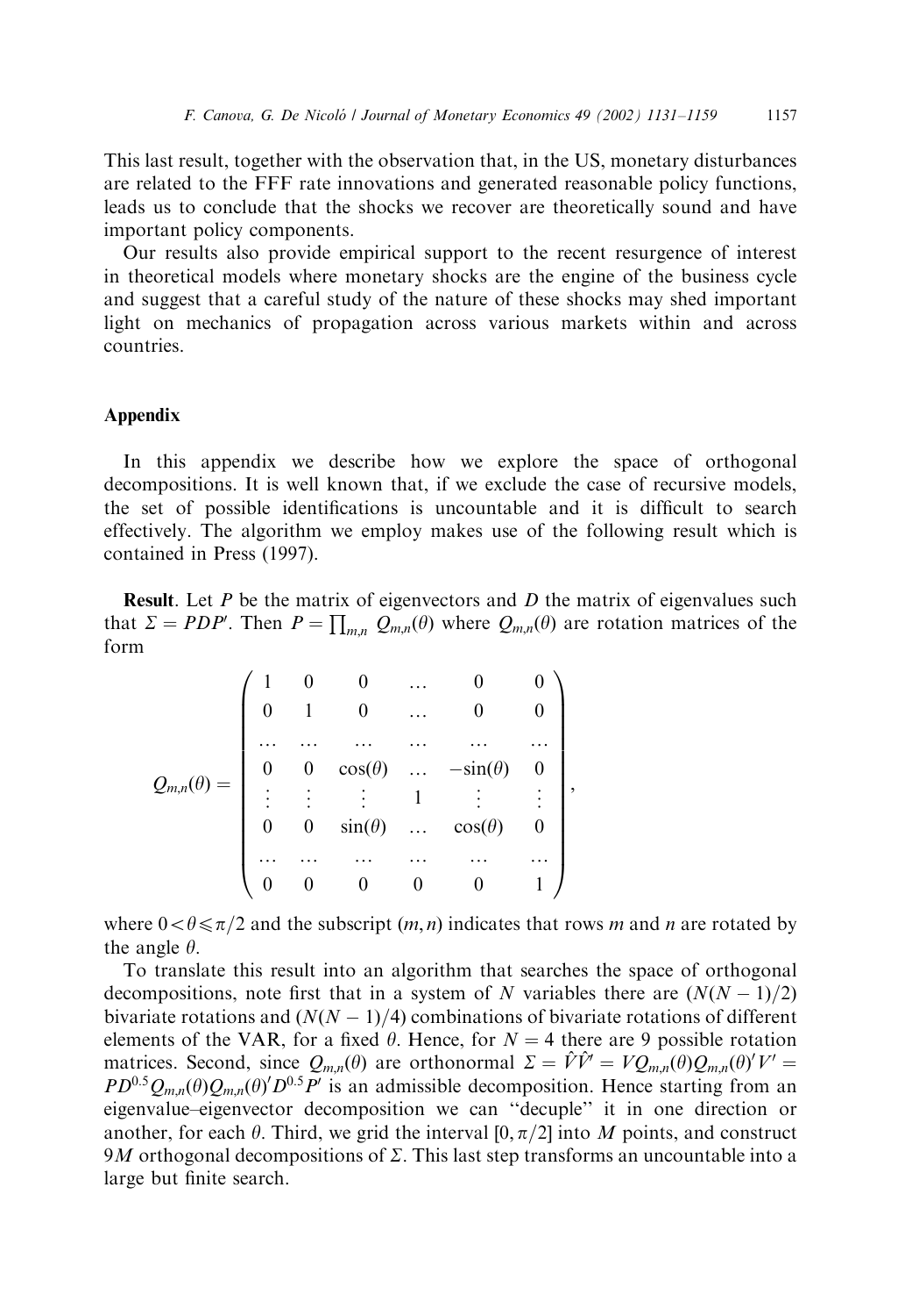This last result, together with the observation that, in the US, monetary disturbances are related to the FFF rate innovations and generated reasonable policy functions, leads us to conclude that the shocks we recover are theoretically sound and have important policy components.

Our results also provide empirical support to the recent resurgence of interest in theoretical models where monetary shocks are the engine of the business cycle and suggest that a careful study of the nature of these shocks may shed important light on mechanics of propagation across various markets within and across countries.

## Appendix

In this appendix we describe how we explore the space of orthogonal decompositions. It is well known that, if we exclude the case of recursive models, the set of possible identifications is uncountable and it is difficult to search effectively. The algorithm we employ makes use of the following result which is contained in Press (1997).

**Result**. Let $P$ be the matrix of eigenvectors and $D$ the matrix of eigenvalues such that $\Sigma = PDP'$. Then $P = \prod_{m,n} Q_{m,n}(\theta)$ where $Q_{m,n}(\theta)$ are rotation matrices of the form

$$Q_{m,n}(\theta) = \begin{pmatrix} 1 & 0 & 0 & \dots & 0 & 0 \\ 0 & 1 & 0 & \dots & 0 & 0 \\ \dots & \dots & \dots & \dots & \dots & \dots \\ 0 & 0 & \cos(\theta) & \dots & -\sin(\theta) & 0 \\ \vdots & \vdots & \vdots & 1 & \vdots & \vdots \\ 0 & 0 & \sin(\theta) & \dots & \cos(\theta) & 0 \\ \dots & \dots & \dots & \dots & \dots & \dots \\ 0 & 0 & 0 & 0 & 0 & 1 \end{pmatrix},$$

where $0 < \theta \leqslant \pi/2$ and the subscript $(m, n)$ indicates that rows $m$ and $n$ are rotated by the angle $\theta$.

To translate this result into an algorithm that searches the space of orthogonal decompositions, note first that in a system of $N$ variables there are $(N(N-1)/2)$ bivariate rotations and $(N(N-1)/4)$ combinations of bivariate rotations of different elements of the VAR, for a fixed $\theta$. Hence, for $N = 4$ there are 9 possible rotation matrices. Second, since $Q_{m,n}(\theta)$ are orthonormal $\Sigma = \hat{V}\hat{V}' = VQ_{m,n}(\theta)Q_{m,n}(\theta)'V' = PD^{0.5}Q_{m,n}(\theta)Q_{m,n}(\theta)'D^{0.5}P'$ is an admissible decomposition. Hence starting from an eigenvalue–eigenvector decomposition we can "decuple" it in one direction or another, for each $\theta$. Third, we grid the interval $[0, \pi/2]$ into $M$ points, and construct $9M$ orthogonal decompositions of $\Sigma$. This last step transforms an uncountable into a large but finite search.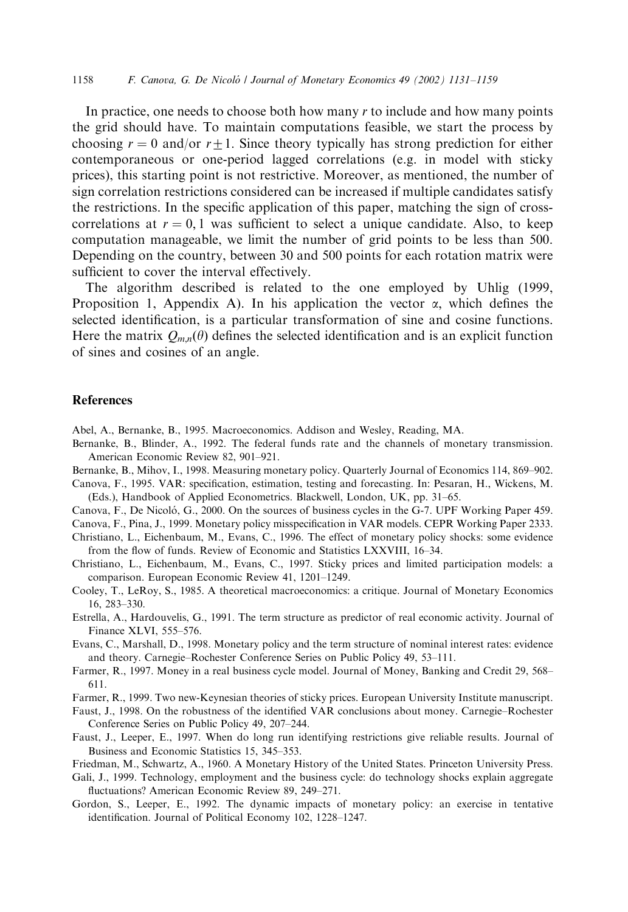In practice, one needs to choose both how many $r$ to include and how many points the grid should have. To maintain computations feasible, we start the process by choosing $r = 0$ and/or $r \pm 1$. Since theory typically has strong prediction for either contemporaneous or one-period lagged correlations (e.g. in model with sticky prices), this starting point is not restrictive. Moreover, as mentioned, the number of sign correlation restrictions considered can be increased if multiple candidates satisfy the restrictions. In the specific application of this paper, matching the sign of cross-correlations at $r = 0, 1$ was sufficient to select a unique candidate. Also, to keep computation manageable, we limit the number of grid points to be less than 500. Depending on the country, between 30 and 500 points for each rotation matrix were sufficient to cover the interval effectively.

The algorithm described is related to the one employed by Uhlig (1999, Proposition 1, Appendix A). In his application the vector $\alpha$, which defines the selected identification, is a particular transformation of sine and cosine functions. Here the matrix $Q_{m,n}(\theta)$ defines the selected identification and is an explicit function of sines and cosines of an angle.

## References

Abel, A., Bernanke, B., 1995. Macroeconomics. Addison and Wesley, Reading, MA.

Bernanke, B., Blinder, A., 1992. The federal funds rate and the channels of monetary transmission. American Economic Review 82, 901–921.

Bernanke, B., Mihov, I., 1998. Measuring monetary policy. Quarterly Journal of Economics 114, 869–902.

Canova, F., 1995. VAR: specification, estimation, testing and forecasting. In: Pesaran, H., Wickens, M. (Eds.), Handbook of Applied Econometrics. Blackwell, London, UK, pp. 31–65.

Canova, F., De Nicoló, G., 2000. On the sources of business cycles in the G-7. UPF Working Paper 459.

Canova, F., Pina, J., 1999. Monetary policy misspecification in VAR models. CEPR Working Paper 2333.

Christiano, L., Eichenbaum, M., Evans, C., 1996. The effect of monetary policy shocks: some evidence from the flow of funds. Review of Economic and Statistics LXXVIII, 16–34.

Christiano, L., Eichenbaum, M., Evans, C., 1997. Sticky prices and limited participation models: a comparison. European Economic Review 41, 1201–1249.

Cooley, T., LeRoy, S., 1985. A theoretical macroeconomics: a critique. Journal of Monetary Economics 16, 283–330.

Estrella, A., Hardouvelis, G., 1991. The term structure as predictor of real economic activity. Journal of Finance XLVI, 555–576.

Evans, C., Marshall, D., 1998. Monetary policy and the term structure of nominal interest rates: evidence and theory. Carnegie–Rochester Conference Series on Public Policy 49, 53–111.

Farmer, R., 1997. Money in a real business cycle model. Journal of Money, Banking and Credit 29, 568–611.

Farmer, R., 1999. Two new-Keynesian theories of sticky prices. European University Institute manuscript.

Faust, J., 1998. On the robustness of the identified VAR conclusions about money. Carnegie–Rochester Conference Series on Public Policy 49, 207–244.

Faust, J., Leeper, E., 1997. When do long run identifying restrictions give reliable results. Journal of Business and Economic Statistics 15, 345–353.

Friedman, M., Schwartz, A., 1960. A Monetary History of the United States. Princeton University Press.

Gali, J., 1999. Technology, employment and the business cycle: do technology shocks explain aggregate fluctuations? American Economic Review 89, 249–271.

Gordon, S., Leeper, E., 1992. The dynamic impacts of monetary policy: an exercise in tentative identification. Journal of Political Economy 102, 1228–1247.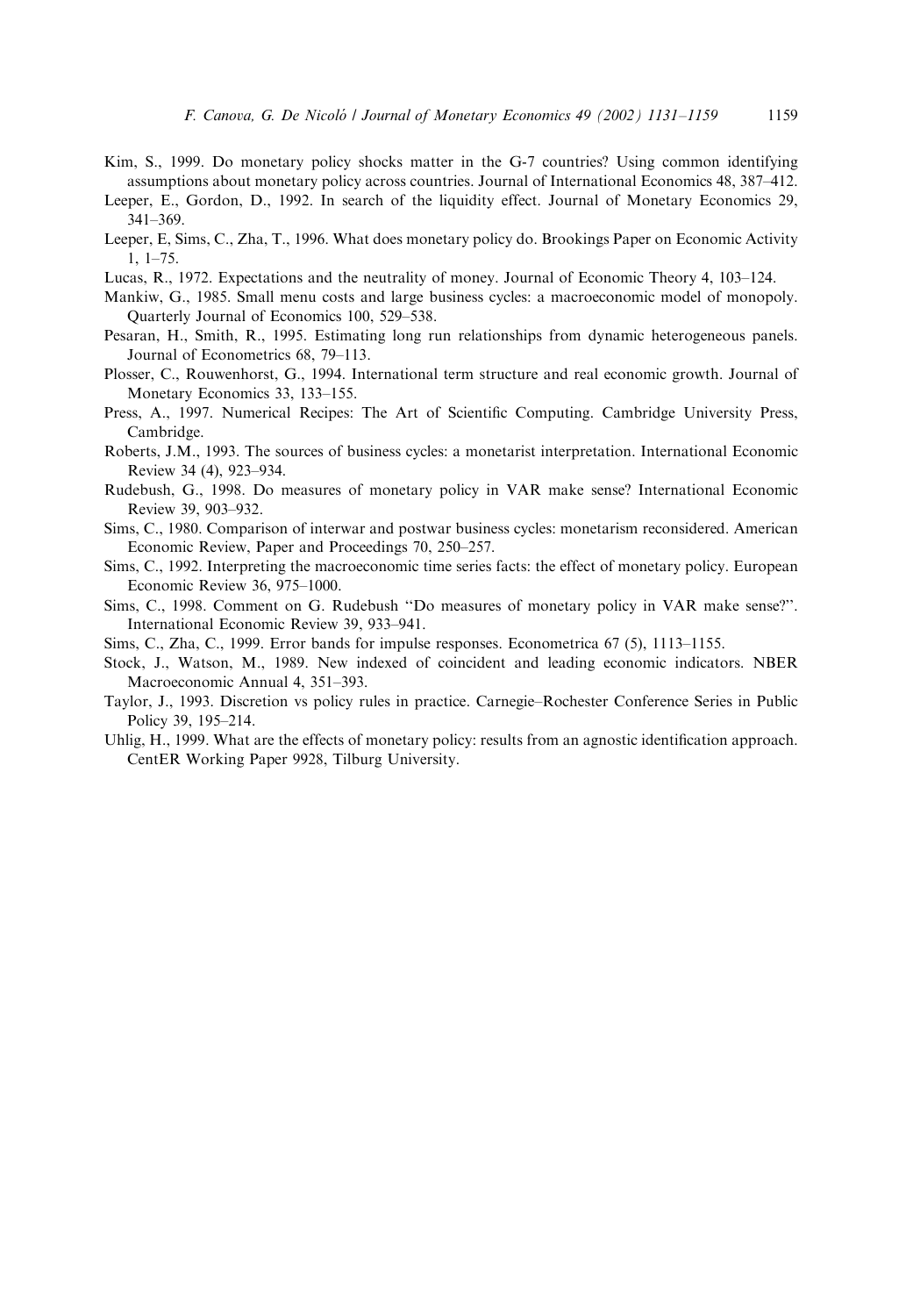Kim, S., 1999. Do monetary policy shocks matter in the G-7 countries? Using common identifying assumptions about monetary policy across countries. Journal of International Economics 48, 387–412.

Leeper, E., Gordon, D., 1992. In search of the liquidity effect. Journal of Monetary Economics 29, 341–369.

Leeper, E, Sims, C., Zha, T., 1996. What does monetary policy do. Brookings Paper on Economic Activity 1, 1–75.

Lucas, R., 1972. Expectations and the neutrality of money. Journal of Economic Theory 4, 103–124.

Mankiw, G., 1985. Small menu costs and large business cycles: a macroeconomic model of monopoly. Quarterly Journal of Economics 100, 529–538.

Pesaran, H., Smith, R., 1995. Estimating long run relationships from dynamic heterogeneous panels. Journal of Econometrics 68, 79–113.

Plosser, C., Rouwenhorst, G., 1994. International term structure and real economic growth. Journal of Monetary Economics 33, 133–155.

Press, A., 1997. Numerical Recipes: The Art of Scientific Computing. Cambridge University Press, Cambridge.

Roberts, J.M., 1993. The sources of business cycles: a monetarist interpretation. International Economic Review 34 (4), 923–934.

Rudebush, G., 1998. Do measures of monetary policy in VAR make sense? International Economic Review 39, 903–932.

Sims, C., 1980. Comparison of interwar and postwar business cycles: monetarism reconsidered. American Economic Review, Paper and Proceedings 70, 250–257.

Sims, C., 1992. Interpreting the macroeconomic time series facts: the effect of monetary policy. European Economic Review 36, 975–1000.

Sims, C., 1998. Comment on G. Rudebush "Do measures of monetary policy in VAR make sense?". International Economic Review 39, 933–941.

Sims, C., Zha, C., 1999. Error bands for impulse responses. Econometrica 67 (5), 1113–1155.

Stock, J., Watson, M., 1989. New indexed of coincident and leading economic indicators. NBER Macroeconomic Annual 4, 351–393.

Taylor, J., 1993. Discretion vs policy rules in practice. Carnegie–Rochester Conference Series in Public Policy 39, 195–214.

Uhlig, H., 1999. What are the effects of monetary policy: results from an agnostic identification approach. CentER Working Paper 9928, Tilburg University.